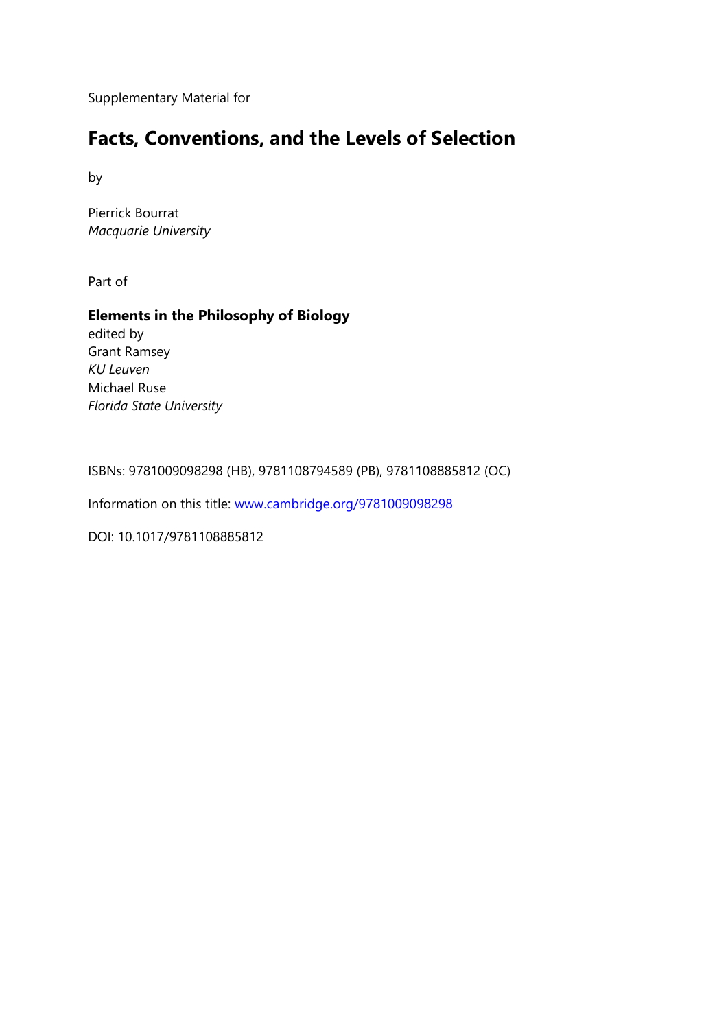Supplementary Material for

# Facts, Conventions, and the Levels of Selection

by

Pierrick Bourrat
*Macquarie University*

Part of

**Elements in the Philosophy of Biology**
edited by
Grant Ramsey
*KU Leuven*
Michael Ruse
*Florida State University*

ISBNs: 9781009098298 (HB), 9781108794589 (PB), 9781108885812 (OC)

Information on this title: [www.cambridge.org/9781009098298](http://www.cambridge.org/9781009098298)

DOI: 10.1017/9781108885812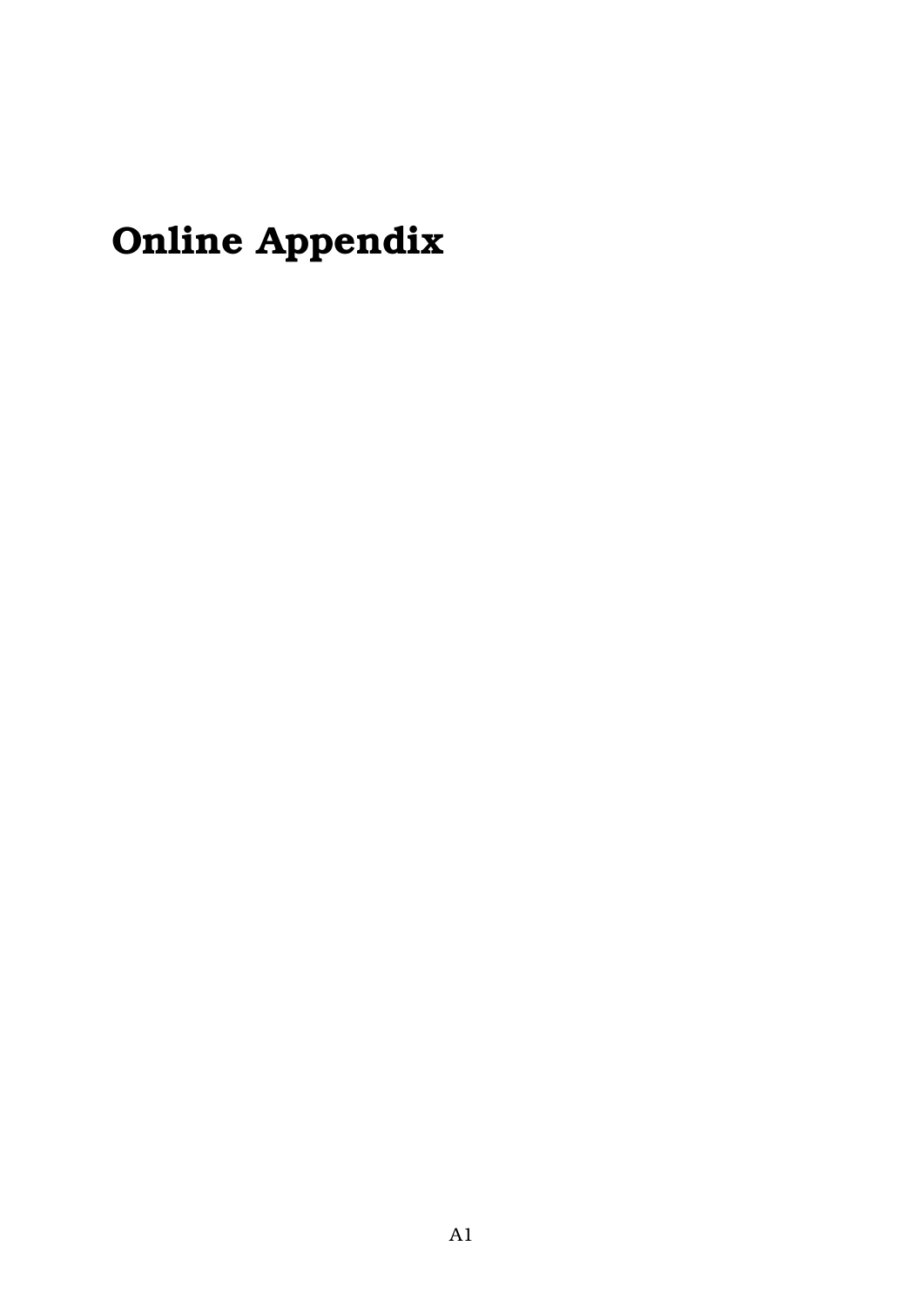# Online Appendix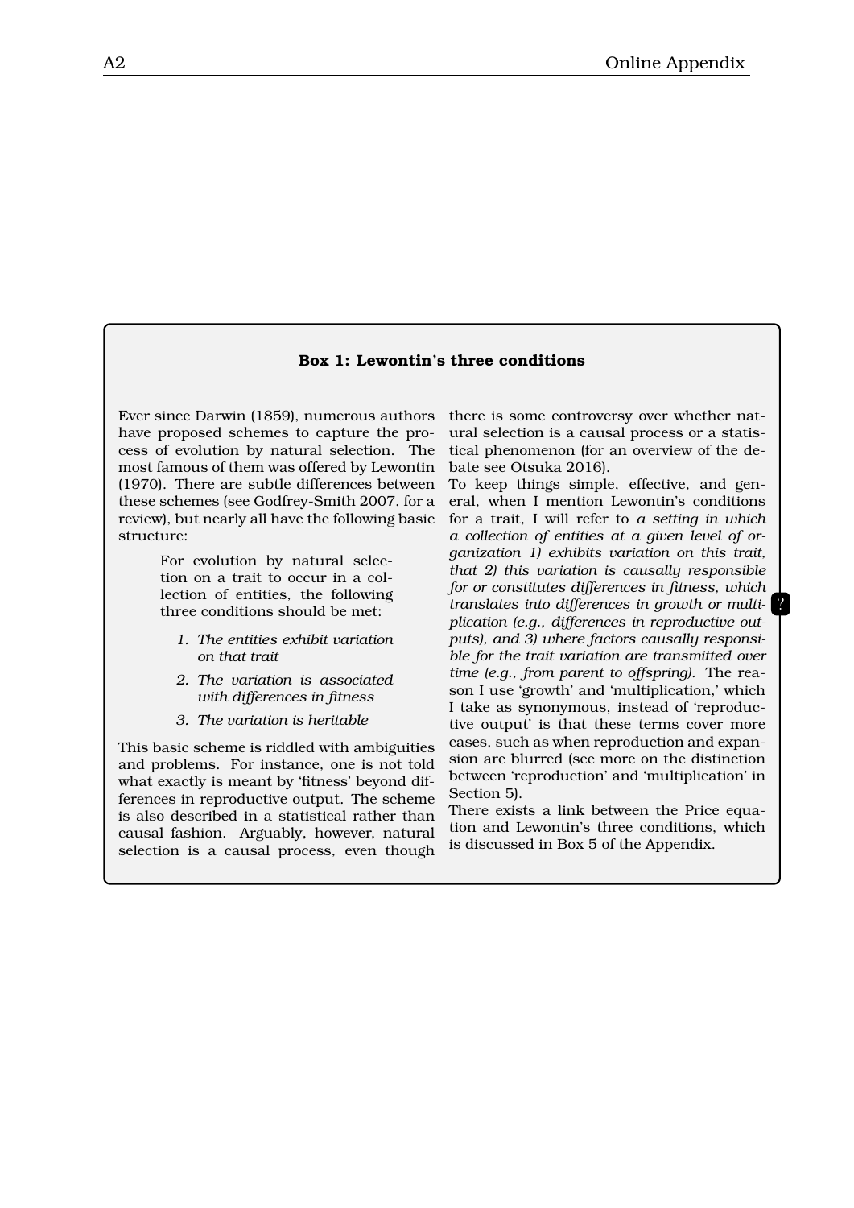### Box 1: Lewontin's three conditions

Ever since Darwin (1859), numerous authors have proposed schemes to capture the process of evolution by natural selection. The most famous of them was offered by Lewontin (1970). There are subtle differences between these schemes (see Godfrey-Smith 2007, for a review), but nearly all have the following basic structure:

> For evolution by natural selection on a trait to occur in a collection of entities, the following three conditions should be met:
>
> 1. *The entities exhibit variation on that trait*
> 2. *The variation is associated with differences in fitness*
> 3. *The variation is heritable*

This basic scheme is riddled with ambiguities and problems. For instance, one is not told what exactly is meant by 'fitness' beyond differences in reproductive output. The scheme is also described in a statistical rather than causal fashion. Arguably, however, natural selection is a causal process, even though there is some controversy over whether natural selection is a causal process or a statistical phenomenon (for an overview of the debate see Otsuka 2016).

To keep things simple, effective, and general, when I mention Lewontin's conditions for a trait, I will refer to *a setting in which a collection of entities at a given level of organization 1) exhibits variation on this trait, that 2) this variation is causally responsible for or constitutes differences in fitness, which translates into differences in growth or multiplication (e.g., differences in reproductive outputs), and 3) where factors causally responsible for the trait variation are transmitted over time (e.g., from parent to offspring).* The reason I use 'growth' and 'multiplication,' which I take as synonymous, instead of 'reproductive output' is that these terms cover more cases, such as when reproduction and expansion are blurred (see more on the distinction between 'reproduction' and 'multiplication' in Section 5).

There exists a link between the Price equation and Lewontin's three conditions, which is discussed in Box 5 of the Appendix.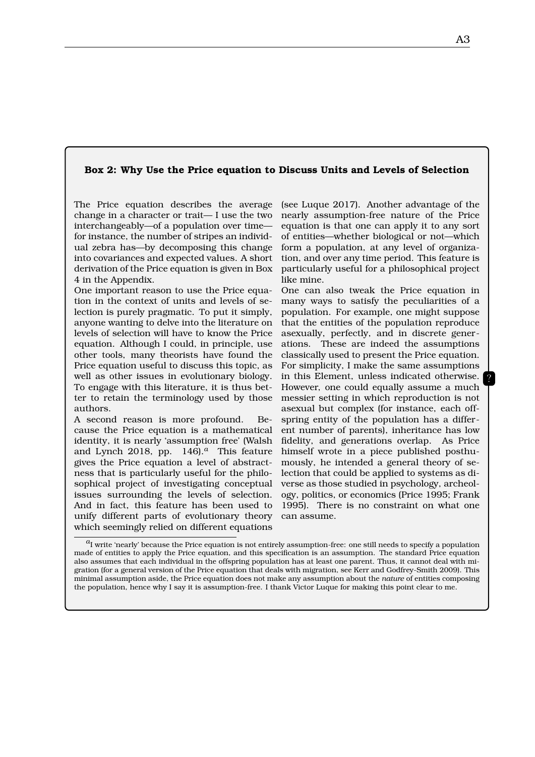### Box 2: Why Use the Price equation to Discuss Units and Levels of Selection

The Price equation describes the average change in a character or trait— I use the two interchangeably—of a population over time—for instance, the number of stripes an individual zebra has—by decomposing this change into covariances and expected values. A short derivation of the Price equation is given in Box 4 in the Appendix.

One important reason to use the Price equation in the context of units and levels of selection is purely pragmatic. To put it simply, anyone wanting to delve into the literature on levels of selection will have to know the Price equation. Although I could, in principle, use other tools, many theorists have found the Price equation useful to discuss this topic, as well as other issues in evolutionary biology. To engage with this literature, it is thus better to retain the terminology used by those authors.

A second reason is more profound. Because the Price equation is a mathematical identity, it is nearly 'assumption free' (Walsh and Lynch 2018, pp. 146).[a] This feature gives the Price equation a level of abstractness that is particularly useful for the philosophical project of investigating conceptual issues surrounding the levels of selection. And in fact, this feature has been used to unify different parts of evolutionary theory which seemingly relied on different equations (see Luque 2017). Another advantage of the nearly assumption-free nature of the Price equation is that one can apply it to any sort of entities—whether biological or not—which form a population, at any level of organization, and over any time period. This feature is particularly useful for a philosophical project like mine.

One can also tweak the Price equation in many ways to satisfy the peculiarities of a population. For example, one might suppose that the entities of the population reproduce asexually, perfectly, and in discrete generations. These are indeed the assumptions classically used to present the Price equation. For simplicity, I make the same assumptions in this Element, unless indicated otherwise. However, one could equally assume a much messier setting in which reproduction is not asexual but complex (for instance, each offspring entity of the population has a different number of parents), inheritance has low fidelity, and generations overlap. As Price himself wrote in a piece published posthumously, he intended a general theory of selection that could be applied to systems as diverse as those studied in psychology, archeology, politics, or economics (Price 1995; Frank 1995). There is no constraint on what one can assume.

[a] I write 'nearly' because the Price equation is not entirely assumption-free: one still needs to specify a population made of entities to apply the Price equation, and this specification is an assumption. The standard Price equation also assumes that each individual in the offspring population has at least one parent. Thus, it cannot deal with migration (for a general version of the Price equation that deals with migration, see Kerr and Godfrey-Smith 2009). This minimal assumption aside, the Price equation does not make any assumption about the *nature* of entities composing the population, hence why I say it is assumption-free. I thank Victor Luque for making this point clear to me.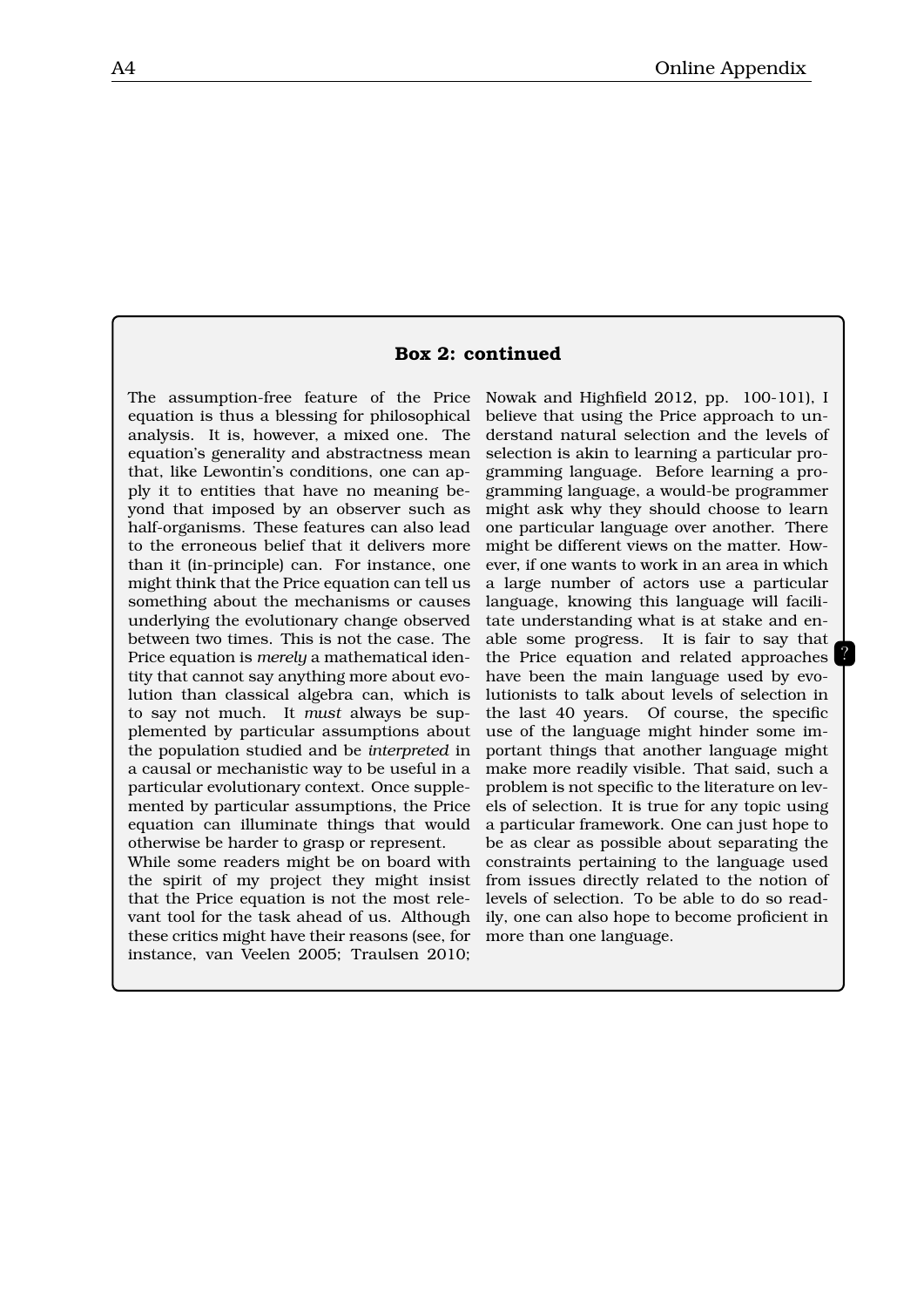### Box 2: continued

The assumption-free feature of the Price equation is thus a blessing for philosophical analysis. It is, however, a mixed one. The equation's generality and abstractness mean that, like Lewontin's conditions, one can apply it to entities that have no meaning beyond that imposed by an observer such as half-organisms. These features can also lead to the erroneous belief that it delivers more than it (in-principle) can. For instance, one might think that the Price equation can tell us something about the mechanisms or causes underlying the evolutionary change observed between two times. This is not the case. The Price equation is *merely* a mathematical identity that cannot say anything more about evolution than classical algebra can, which is to say not much. It *must* always be supplemented by particular assumptions about the population studied and be *interpreted* in a causal or mechanistic way to be useful in a particular evolutionary context. Once supplemented by particular assumptions, the Price equation can illuminate things that would otherwise be harder to grasp or represent.

While some readers might be on board with the spirit of my project they might insist that the Price equation is not the most relevant tool for the task ahead of us. Although these critics might have their reasons (see, for instance, van Veelen 2005; Traulsen 2010; Nowak and Highfield 2012, pp. 100-101), I believe that using the Price approach to understand natural selection and the levels of selection is akin to learning a particular programming language. Before learning a programming language, a would-be programmer might ask why they should choose to learn one particular language over another. There might be different views on the matter. However, if one wants to work in an area in which a large number of actors use a particular language, knowing this language will facilitate understanding what is at stake and enable some progress. It is fair to say that the Price equation and related approaches have been the main language used by evolutionists to talk about levels of selection in the last 40 years. Of course, the specific use of the language might hinder some important things that another language might make more readily visible. That said, such a problem is not specific to the literature on levels of selection. It is true for any topic using a particular framework. One can just hope to be as clear as possible about separating the constraints pertaining to the language used from issues directly related to the notion of levels of selection. To be able to do so readily, one can also hope to become proficient in more than one language.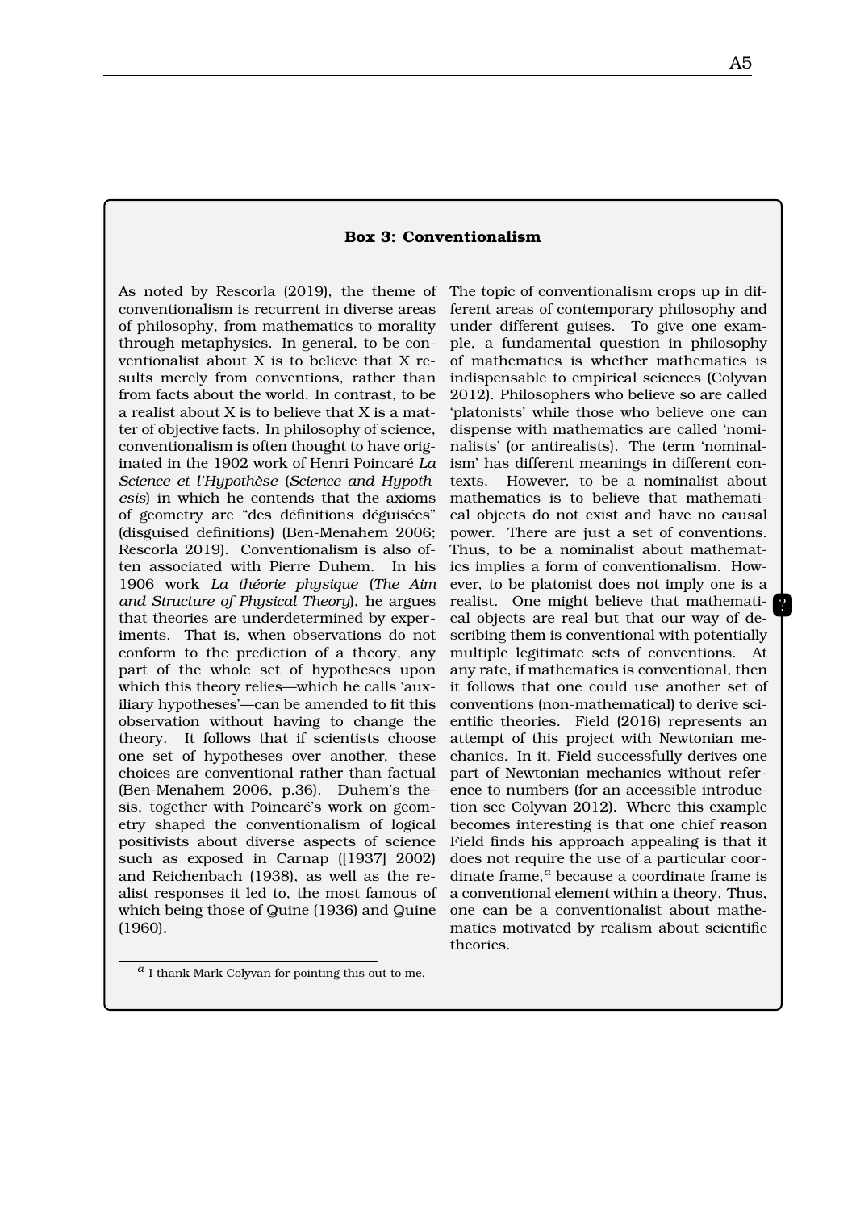### Box 3: Conventionalism

As noted by Rescorla (2019), the theme of conventionalism is recurrent in diverse areas of philosophy, from mathematics to morality through metaphysics. In general, to be conventionalist about X is to believe that X results merely from conventions, rather than from facts about the world. In contrast, to be a realist about X is to believe that X is a matter of objective facts. In philosophy of science, conventionalism is often thought to have originated in the 1902 work of Henri Poincaré *La Science et l'Hypothèse* (*Science and Hypothesis*) in which he contends that the axioms of geometry are "des définitions déguisées" (disguised definitions) (Ben-Menahem 2006; Rescorla 2019). Conventionalism is also often associated with Pierre Duhem. In his 1906 work *La théorie physique* (*The Aim and Structure of Physical Theory*), he argues that theories are underdetermined by experiments. That is, when observations do not conform to the prediction of a theory, any part of the whole set of hypotheses upon which this theory relies—which he calls 'auxiliary hypotheses'—can be amended to fit this observation without having to change the theory. It follows that if scientists choose one set of hypotheses over another, these choices are conventional rather than factual (Ben-Menahem 2006, p.36). Duhem's thesis, together with Poincaré's work on geometry shaped the conventionalism of logical positivists about diverse aspects of science such as exposed in Carnap ([1937] 2002) and Reichenbach (1938), as well as the realist responses it led to, the most famous of which being those of Quine (1936) and Quine (1960).

The topic of conventionalism crops up in different areas of contemporary philosophy and under different guises. To give one example, a fundamental question in philosophy of mathematics is whether mathematics is indispensable to empirical sciences (Colyvan 2012). Philosophers who believe so are called 'platonists' while those who believe one can dispense with mathematics are called 'nominalists' (or antirealists). The term 'nominalism' has different meanings in different contexts. However, to be a nominalist about mathematics is to believe that mathematical objects do not exist and have no causal power. There are just a set of conventions. Thus, to be a nominalist about mathematics implies a form of conventionalism. However, to be platonist does not imply one is a realist. One might believe that mathematical objects are real but that our way of describing them is conventional with potentially multiple legitimate sets of conventions. At any rate, if mathematics is conventional, then it follows that one could use another set of conventions (non-mathematical) to derive scientific theories. Field (2016) represents an attempt of this project with Newtonian mechanics. In it, Field successfully derives one part of Newtonian mechanics without reference to numbers (for an accessible introduction see Colyvan 2012). Where this example becomes interesting is that one chief reason Field finds his approach appealing is that it does not require the use of a particular coordinate frame,[a] because a coordinate frame is a conventional element within a theory. Thus, one can be a conventionalist about mathematics motivated by realism about scientific theories.

[a] I thank Mark Colyvan for pointing this out to me.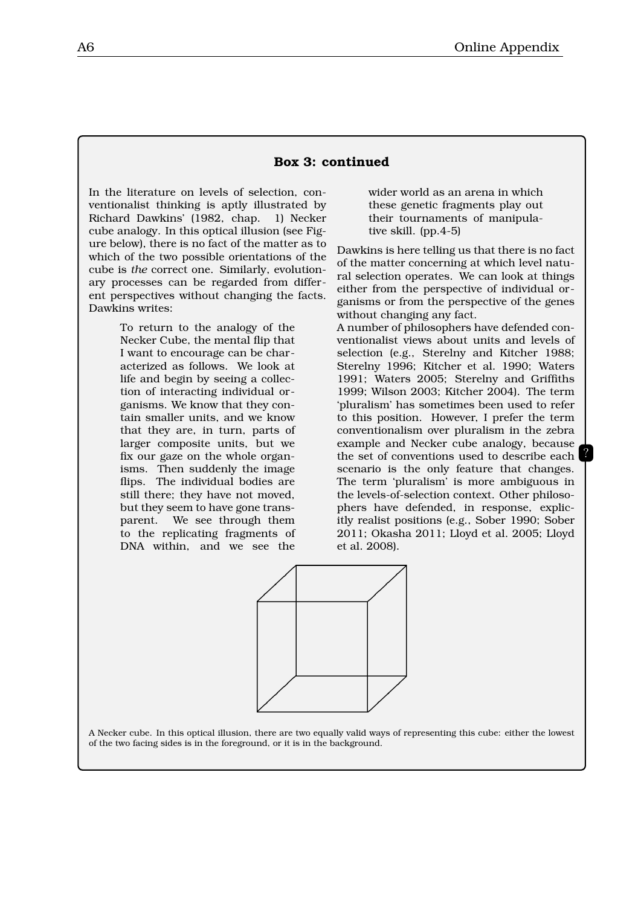### Box 3: continued

In the literature on levels of selection, conventionalist thinking is aptly illustrated by Richard Dawkins' (1982, chap. 1) Necker cube analogy. In this optical illusion (see Figure below), there is no fact of the matter as to which of the two possible orientations of the cube is *the* correct one. Similarly, evolutionary processes can be regarded from different perspectives without changing the facts. Dawkins writes:

> To return to the analogy of the Necker Cube, the mental flip that I want to encourage can be characterized as follows. We look at life and begin by seeing a collection of interacting individual organisms. We know that they contain smaller units, and we know that they are, in turn, parts of larger composite units, but we fix our gaze on the whole organisms. Then suddenly the image flips. The individual bodies are still there; they have not moved, but they seem to have gone transparent. We see through them to the replicating fragments of DNA within, and we see the wider world as an arena in which these genetic fragments play out their tournaments of manipulative skill. (pp.4-5)

Dawkins is here telling us that there is no fact of the matter concerning at which level natural selection operates. We can look at things either from the perspective of individual organisms or from the perspective of the genes without changing any fact.

A number of philosophers have defended conventionalist views about units and levels of selection (e.g., Sterelny and Kitcher 1988; Sterelny 1996; Kitcher et al. 1990; Waters 1991; Waters 2005; Sterelny and Griffiths 1999; Wilson 2003; Kitcher 2004). The term 'pluralism' has sometimes been used to refer to this position. However, I prefer the term conventionalism over pluralism in the zebra example and Necker cube analogy, because the set of conventions used to describe each scenario is the only feature that changes. The term 'pluralism' is more ambiguous in the levels-of-selection context. Other philosophers have defended, in response, explicitly realist positions (e.g., Sober 1990; Sober 2011; Okasha 2011; Lloyd et al. 2005; Lloyd et al. 2008).

A Necker cube. In this optical illusion, there are two equally valid ways of representing this cube: either the lowest of the two facing sides is in the foreground, or it is in the background.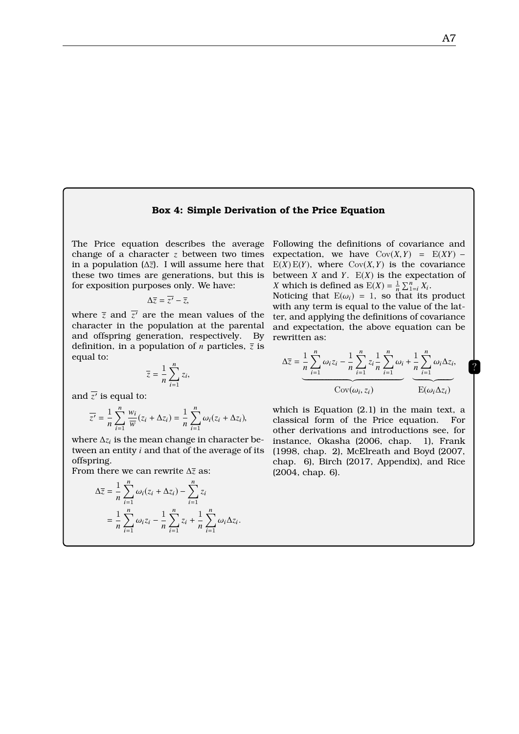### Box 4: Simple Derivation of the Price Equation

The Price equation describes the average change of a character $z$ between two times in a population ($\Delta\overline{z}$). I will assume here that these two times are generations, but this is for exposition purposes only. We have:

$$\Delta\overline{z} = \overline{z'} - \overline{z},$$

where $\overline{z}$ and $\overline{z'}$ are the mean values of the character in the population at the parental and offspring generation, respectively. By definition, in a population of $n$ particles, $\overline{z}$ is equal to:

$$\overline{z} = \frac{1}{n}\sum_{i=1}^{n} z_i,$$

and $\overline{z'}$ is equal to:

$$\overline{z'} = \frac{1}{n}\sum_{i=1}^{n} \frac{w_i}{\overline{w}}(z_i + \Delta z_i) = \frac{1}{n}\sum_{i=1}^{n} \omega_i(z_i + \Delta z_i),$$

where $\Delta z_i$ is the mean change in character between an entity $i$ and that of the average of its offspring.

From there we can rewrite $\Delta\overline{z}$ as:

$$\begin{aligned}\Delta\overline{z} &= \frac{1}{n}\sum_{i=1}^{n} \omega_i(z_i + \Delta z_i) - \sum_{i=1}^{n} z_i \\ &= \frac{1}{n}\sum_{i=1}^{n} \omega_i z_i - \frac{1}{n}\sum_{i=1}^{n} z_i + \frac{1}{n}\sum_{i=1}^{n} \omega_i \Delta z_i.\end{aligned}$$

Following the definitions of covariance and expectation, we have $\mathrm{Cov}(X,Y) = \mathrm{E}(XY) - \mathrm{E}(X)\,\mathrm{E}(Y)$, where $\mathrm{Cov}(X,Y)$ is the covariance between $X$ and $Y$. $\mathrm{E}(X)$ is the expectation of $X$ which is defined as $\mathrm{E}(X) = \frac{1}{n}\sum_{1=i}^{n} X_i$.

Noticing that $\mathrm{E}(\omega_i) = 1$, so that its product with any term is equal to the value of the latter, and applying the definitions of covariance and expectation, the above equation can be rewritten as:

$$\Delta\overline{z} = \underbrace{\frac{1}{n}\sum_{i=1}^{n} \omega_i z_i - \frac{1}{n}\sum_{i=1}^{n} z_i \frac{1}{n}\sum_{i=1}^{n} \omega_i}_{\mathrm{Cov}(\omega_i,\, z_i)} + \underbrace{\frac{1}{n}\sum_{i=1}^{n} \omega_i \Delta z_i}_{\mathrm{E}(\omega_i \Delta z_i)},$$

which is Equation (2.1) in the main text, a classical form of the Price equation. For other derivations and introductions see, for instance, Okasha (2006, chap. 1), Frank (1998, chap. 2), McElreath and Boyd (2007, chap. 6), Birch (2017, Appendix), and Rice (2004, chap. 6).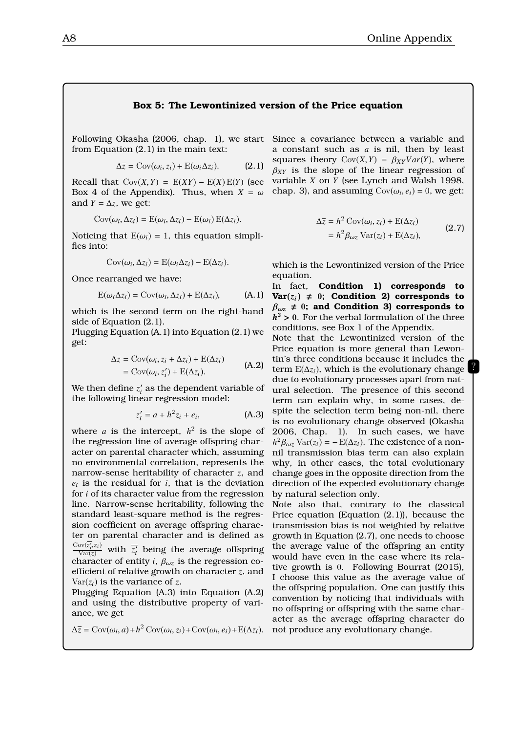### Box 5: The Lewontinized version of the Price equation

Following Okasha (2006, chap. 1), we start from Equation (2.1) in the main text:

$$\Delta\bar{z} = \mathrm{Cov}(\omega_i, z_i) + \mathrm{E}(\omega_i \Delta z_i). \tag{2.1}$$

Recall that $\mathrm{Cov}(X, Y) = \mathrm{E}(XY) - \mathrm{E}(X)\,\mathrm{E}(Y)$ (see Box 4 of the Appendix). Thus, when $X = \omega$ and $Y = \Delta z$, we get:

$$\mathrm{Cov}(\omega_i, \Delta z_i) = \mathrm{E}(\omega_i, \Delta z_i) - \mathrm{E}(\omega_i)\,\mathrm{E}(\Delta z_i).$$

Noticing that $\mathrm{E}(\omega_i) = 1$, this equation simplifies into:

$$\mathrm{Cov}(\omega_i, \Delta z_i) = \mathrm{E}(\omega_i \Delta z_i) - \mathrm{E}(\Delta z_i).$$

Once rearranged we have:

$$\mathrm{E}(\omega_i \Delta z_i) = \mathrm{Cov}(\omega_i, \Delta z_i) + \mathrm{E}(\Delta z_i), \tag{A.1}$$

which is the second term on the right-hand side of Equation (2.1).

Plugging Equation (A.1) into Equation (2.1) we get:

$$\begin{aligned}\Delta\bar{z} &= \mathrm{Cov}(\omega_i, z_i + \Delta z_i) + \mathrm{E}(\Delta z_i) \\ &= \mathrm{Cov}(\omega_i, z'_i) + \mathrm{E}(\Delta z_i).\end{aligned} \tag{A.2}$$

We then define $z'_i$ as the dependent variable of the following linear regression model:

$$z'_i = a + h^2 z_i + e_i, \tag{A.3}$$

where $a$ is the intercept, $h^2$ is the slope of the regression line of average offspring character on parental character which, assuming no environmental correlation, represents the narrow-sense heritability of character $z$, and $e_i$ is the residual for $i$, that is the deviation for $i$ of its character value from the regression line. Narrow-sense heritability, following the standard least-square method is the regression coefficient on average offspring character on parental character and is defined as $\frac{\mathrm{Cov}(\overline{z'_i}, z_i)}{\mathrm{Var}(z)}$ with $\overline{z'_i}$ being the average offspring character of entity $i$, $\beta_{\omega z}$ is the regression coefficient of relative growth on character $z$, and $\mathrm{Var}(z_i)$ is the variance of $z$.

Plugging Equation (A.3) into Equation (A.2) and using the distributive property of variance, we get

$$\Delta\bar{z} = \mathrm{Cov}(\omega_i, a) + h^2\,\mathrm{Cov}(\omega_i, z_i) + \mathrm{Cov}(\omega_i, e_i) + \mathrm{E}(\Delta z_i).$$

Since a covariance between a variable and a constant such as $a$ is nil, then by least squares theory $\mathrm{Cov}(X, Y) = \beta_{XY} Var(Y)$, where $\beta_{XY}$ is the slope of the linear regression of variable $X$ on $Y$ (see Lynch and Walsh 1998, chap. 3), and assuming $\mathrm{Cov}(\omega_i, e_i) = 0$, we get:

$$\begin{aligned}\Delta\bar{z} &= h^2\,\mathrm{Cov}(\omega_i, z_i) + \mathrm{E}(\Delta z_i) \\ &= h^2 \beta_{\omega z}\,\mathrm{Var}(z_i) + \mathrm{E}(\Delta z_i),\end{aligned} \tag{2.7}$$

which is the Lewontinized version of the Price equation.

In fact, **Condition 1) corresponds to $\mathbf{Var}(z_i) \neq 0$; Condition 2) corresponds to $\beta_{\omega z} \neq 0$; and Condition 3) corresponds to $h^2 > 0$**. For the verbal formulation of the three conditions, see Box 1 of the Appendix.

Note that the Lewontinized version of the Price equation is more general than Lewontin's three conditions because it includes the term $\mathrm{E}(\Delta z_i)$, which is the evolutionary change due to evolutionary processes apart from natural selection. The presence of this second term can explain why, in some cases, despite the selection term being non-nil, there is no evolutionary change observed (Okasha 2006, Chap. 1). In such cases, we have $h^2 \beta_{\omega z}\,\mathrm{Var}(z_i) = -\,\mathrm{E}(\Delta z_i)$. The existence of a non-nil transmission bias term can also explain why, in other cases, the total evolutionary change goes in the opposite direction from the direction of the expected evolutionary change by natural selection only.

Note also that, contrary to the classical Price equation (Equation (2.1)), because the transmission bias is not weighted by relative growth in Equation (2.7), one needs to choose the average value of the offspring an entity would have even in the case where its relative growth is 0. Following Bourrat (2015), I choose this value as the average value of the offspring population. One can justify this convention by noticing that individuals with no offspring or offspring with the same character as the average offspring character do not produce any evolutionary change.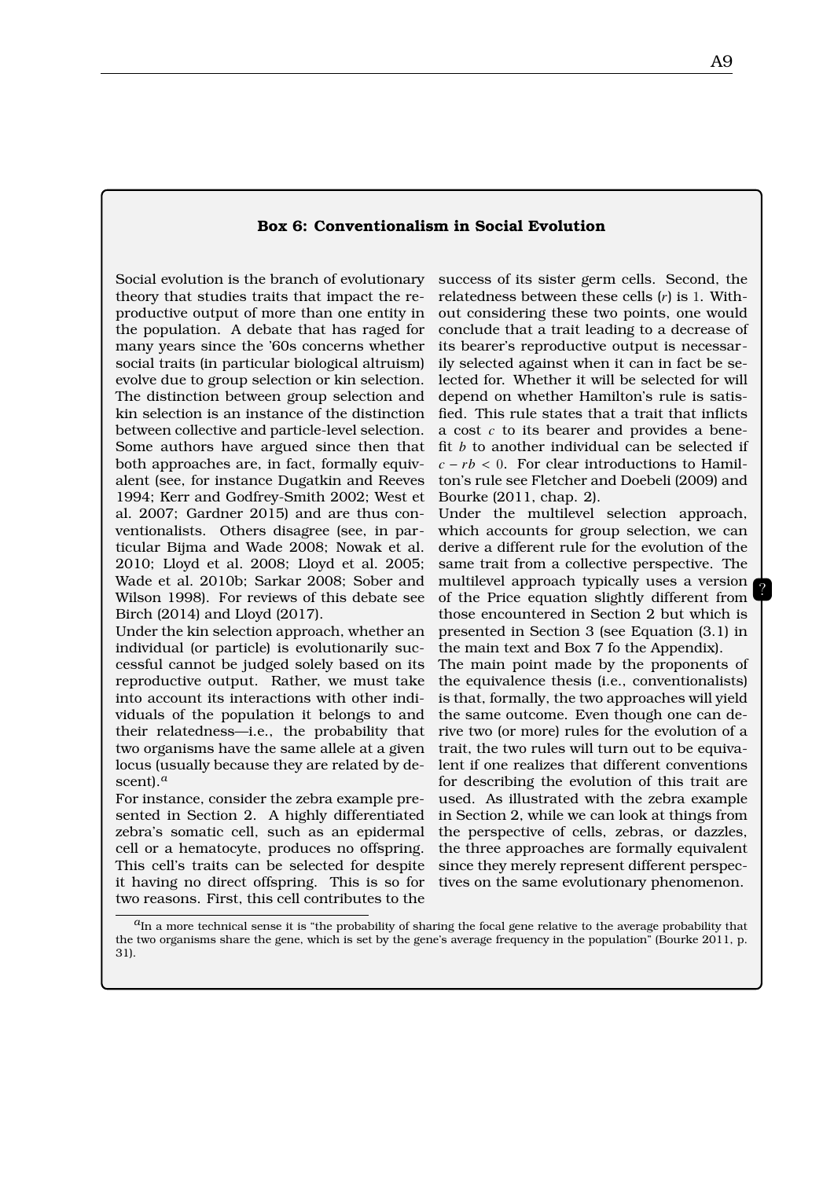### Box 6: Conventionalism in Social Evolution

Social evolution is the branch of evolutionary theory that studies traits that impact the reproductive output of more than one entity in the population. A debate that has raged for many years since the '60s concerns whether social traits (in particular biological altruism) evolve due to group selection or kin selection. The distinction between group selection and kin selection is an instance of the distinction between collective and particle-level selection. Some authors have argued since then that both approaches are, in fact, formally equivalent (see, for instance Dugatkin and Reeves 1994; Kerr and Godfrey-Smith 2002; West et al. 2007; Gardner 2015) and are thus conventionalists. Others disagree (see, in particular Bijma and Wade 2008; Nowak et al. 2010; Lloyd et al. 2008; Lloyd et al. 2005; Wade et al. 2010b; Sarkar 2008; Sober and Wilson 1998). For reviews of this debate see Birch (2014) and Lloyd (2017).

Under the kin selection approach, whether an individual (or particle) is evolutionarily successful cannot be judged solely based on its reproductive output. Rather, we must take into account its interactions with other individuals of the population it belongs to and their relatedness—i.e., the probability that two organisms have the same allele at a given locus (usually because they are related by descent).[a]

For instance, consider the zebra example presented in Section 2. A highly differentiated zebra's somatic cell, such as an epidermal cell or a hematocyte, produces no offspring. This cell's traits can be selected for despite it having no direct offspring. This is so for two reasons. First, this cell contributes to the success of its sister germ cells. Second, the relatedness between these cells ($r$) is 1. Without considering these two points, one would conclude that a trait leading to a decrease of its bearer's reproductive output is necessarily selected against when it can in fact be selected for. Whether it will be selected for will depend on whether Hamilton's rule is satisfied. This rule states that a trait that inflicts a cost $c$ to its bearer and provides a benefit $b$ to another individual can be selected if $c - rb < 0$. For clear introductions to Hamilton's rule see Fletcher and Doebeli (2009) and Bourke (2011, chap. 2).

Under the multilevel selection approach, which accounts for group selection, we can derive a different rule for the evolution of the same trait from a collective perspective. The multilevel approach typically uses a version of the Price equation slightly different from those encountered in Section 2 but which is presented in Section 3 (see Equation (3.1) in the main text and Box 7 fo the Appendix).

The main point made by the proponents of the equivalence thesis (i.e., conventionalists) is that, formally, the two approaches will yield the same outcome. Even though one can derive two (or more) rules for the evolution of a trait, the two rules will turn out to be equivalent if one realizes that different conventions for describing the evolution of this trait are used. As illustrated with the zebra example in Section 2, while we can look at things from the perspective of cells, zebras, or dazzles, the three approaches are formally equivalent since they merely represent different perspectives on the same evolutionary phenomenon.

[a] In a more technical sense it is "the probability of sharing the focal gene relative to the average probability that the two organisms share the gene, which is set by the gene's average frequency in the population" (Bourke 2011, p. 31).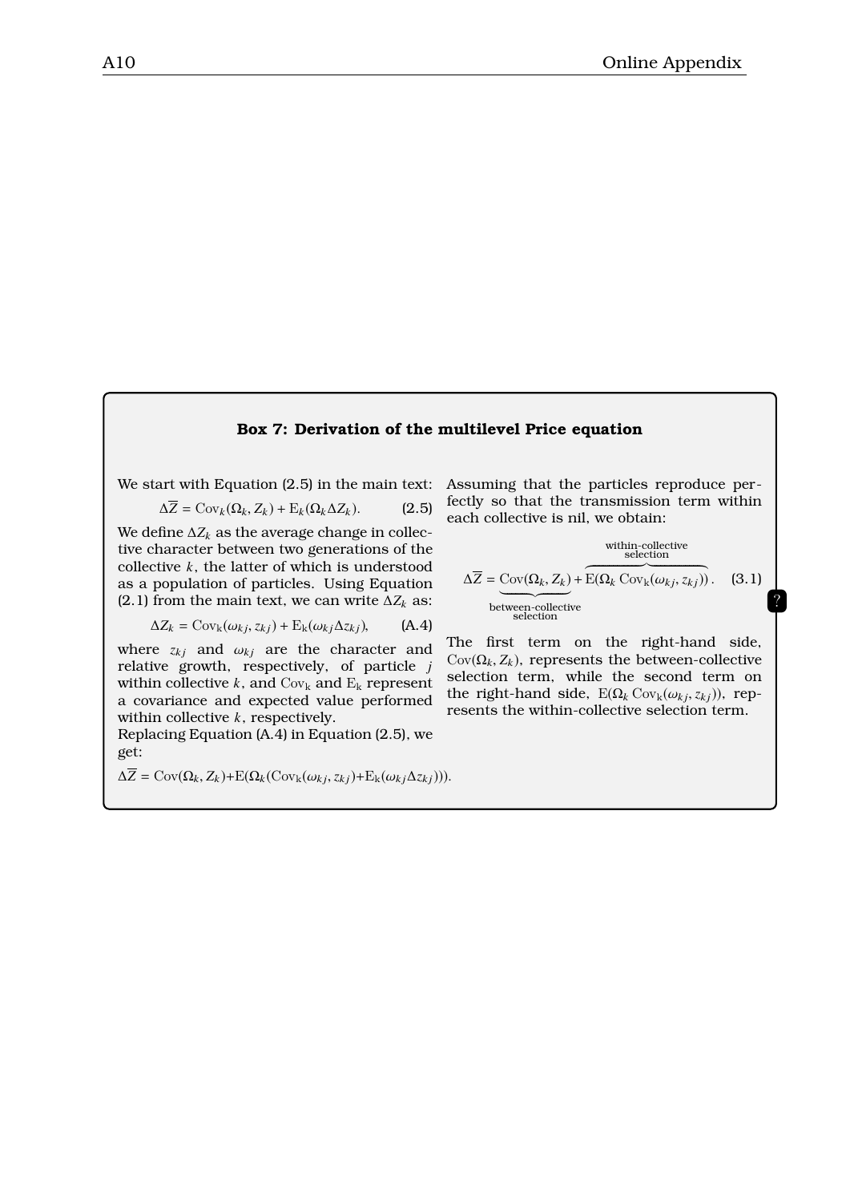### Box 7: Derivation of the multilevel Price equation

We start with Equation (2.5) in the main text:

$$\Delta\overline{Z} = \mathrm{Cov}_k(\Omega_k, Z_k) + \mathrm{E}_k(\Omega_k \Delta Z_k). \tag{2.5}$$

We define $\Delta Z_k$ as the average change in collective character between two generations of the collective $k$, the latter of which is understood as a population of particles. Using Equation (2.1) from the main text, we can write $\Delta Z_k$ as:

$$\Delta Z_k = \mathrm{Cov_k}(\omega_{kj}, z_{kj}) + \mathrm{E_k}(\omega_{kj}\Delta z_{kj}), \tag{A.4}$$

where $z_{kj}$ and $\omega_{kj}$ are the character and relative growth, respectively, of particle $j$ within collective $k$, and $\mathrm{Cov_k}$ and $\mathrm{E_k}$ represent a covariance and expected value performed within collective $k$, respectively.

Replacing Equation (A.4) in Equation (2.5), we get:

$$\Delta\overline{Z} = \mathrm{Cov}(\Omega_k, Z_k) + \mathrm{E}(\Omega_k(\mathrm{Cov_k}(\omega_{kj}, z_{kj}) + \mathrm{E_k}(\omega_{kj}\Delta z_{kj}))).$$

Assuming that the particles reproduce perfectly so that the transmission term within each collective is nil, we obtain:

$$\Delta\overline{Z} = \underbrace{\mathrm{Cov}(\Omega_k, Z_k)}_{\text{between-collective selection}} + \overbrace{\mathrm{E}(\Omega_k \, \mathrm{Cov_k}(\omega_{kj}, z_{kj}))}^{\text{within-collective selection}}. \tag{3.1}$$

The first term on the right-hand side, $\mathrm{Cov}(\Omega_k, Z_k)$, represents the between-collective selection term, while the second term on the right-hand side, $\mathrm{E}(\Omega_k \, \mathrm{Cov_k}(\omega_{kj}, z_{kj}))$, represents the within-collective selection term.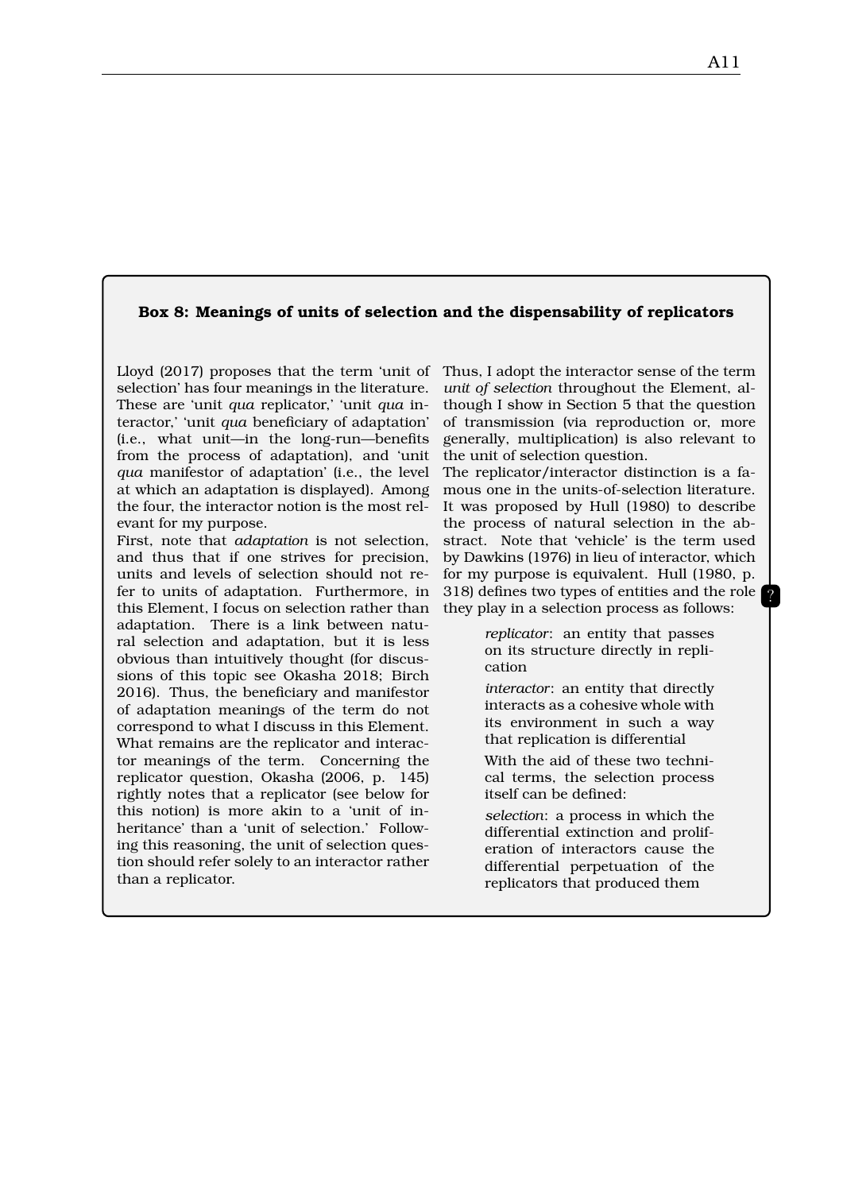**Box 8: Meanings of units of selection and the dispensability of replicators**

Lloyd (2017) proposes that the term 'unit of selection' has four meanings in the literature. These are 'unit *qua* replicator,' 'unit *qua* interactor,' 'unit *qua* beneficiary of adaptation' (i.e., what unit—in the long-run—benefits from the process of adaptation), and 'unit *qua* manifestor of adaptation' (i.e., the level at which an adaptation is displayed). Among the four, the interactor notion is the most relevant for my purpose.

First, note that *adaptation* is not selection, and thus that if one strives for precision, units and levels of selection should not refer to units of adaptation. Furthermore, in this Element, I focus on selection rather than adaptation. There is a link between natural selection and adaptation, but it is less obvious than intuitively thought (for discussions of this topic see Okasha 2018; Birch 2016). Thus, the beneficiary and manifestor of adaptation meanings of the term do not correspond to what I discuss in this Element. What remains are the replicator and interactor meanings of the term. Concerning the replicator question, Okasha (2006, p. 145) rightly notes that a replicator (see below for this notion) is more akin to a 'unit of inheritance' than a 'unit of selection.' Following this reasoning, the unit of selection question should refer solely to an interactor rather than a replicator.

Thus, I adopt the interactor sense of the term *unit of selection* throughout the Element, although I show in Section 5 that the question of transmission (via reproduction or, more generally, multiplication) is also relevant to the unit of selection question.

The replicator/interactor distinction is a famous one in the units-of-selection literature. It was proposed by Hull (1980) to describe the process of natural selection in the abstract. Note that 'vehicle' is the term used by Dawkins (1976) in lieu of interactor, which for my purpose is equivalent. Hull (1980, p. 318) defines two types of entities and the role they play in a selection process as follows:

> *replicator*: an entity that passes on its structure directly in replication
>
> *interactor*: an entity that directly interacts as a cohesive whole with its environment in such a way that replication is differential
>
> With the aid of these two technical terms, the selection process itself can be defined:
>
> *selection*: a process in which the differential extinction and proliferation of interactors cause the differential perpetuation of the replicators that produced them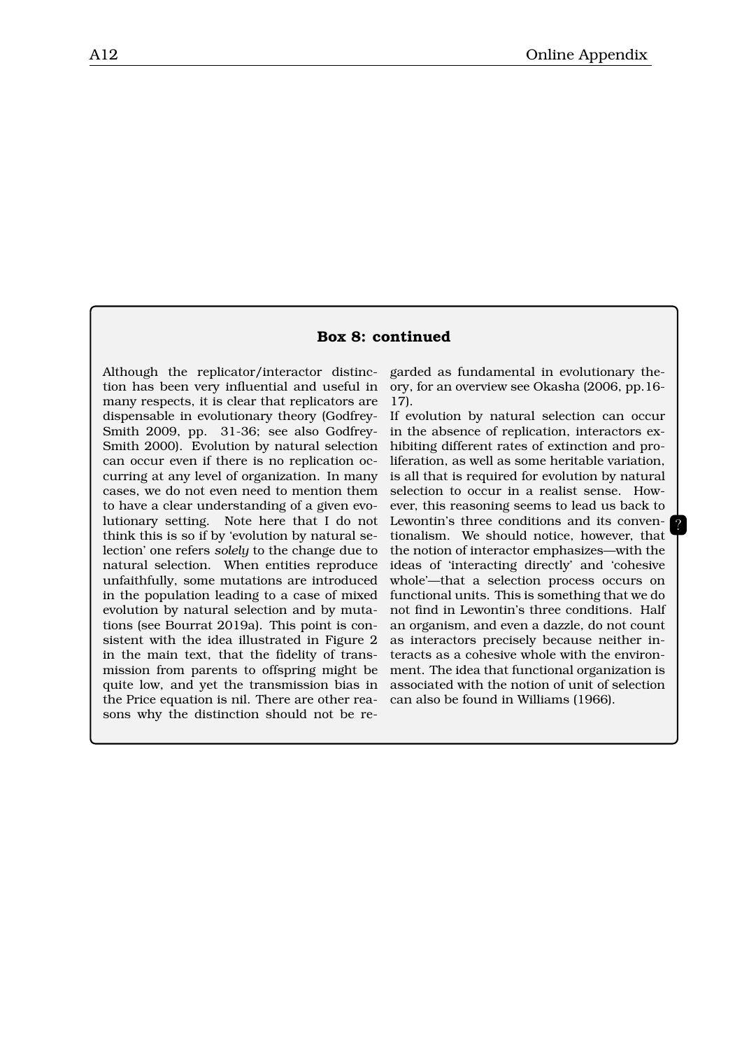**Box 8: continued**

Although the replicator/interactor distinction has been very influential and useful in many respects, it is clear that replicators are dispensable in evolutionary theory (Godfrey-Smith 2009, pp. 31-36; see also Godfrey-Smith 2000). Evolution by natural selection can occur even if there is no replication occurring at any level of organization. In many cases, we do not even need to mention them to have a clear understanding of a given evolutionary setting. Note here that I do not think this is so if by 'evolution by natural selection' one refers *solely* to the change due to natural selection. When entities reproduce unfaithfully, some mutations are introduced in the population leading to a case of mixed evolution by natural selection and by mutations (see Bourrat 2019a). This point is consistent with the idea illustrated in Figure 2 in the main text, that the fidelity of transmission from parents to offspring might be quite low, and yet the transmission bias in the Price equation is nil. There are other reasons why the distinction should not be regarded as fundamental in evolutionary theory, for an overview see Okasha (2006, pp.16-17).

If evolution by natural selection can occur in the absence of replication, interactors exhibiting different rates of extinction and proliferation, as well as some heritable variation, is all that is required for evolution by natural selection to occur in a realist sense. However, this reasoning seems to lead us back to Lewontin's three conditions and its conventionalism. We should notice, however, that the notion of interactor emphasizes—with the ideas of 'interacting directly' and 'cohesive whole'—that a selection process occurs on functional units. This is something that we do not find in Lewontin's three conditions. Half an organism, and even a dazzle, do not count as interactors precisely because neither interacts as a cohesive whole with the environment. The idea that functional organization is associated with the notion of unit of selection can also be found in Williams (1966).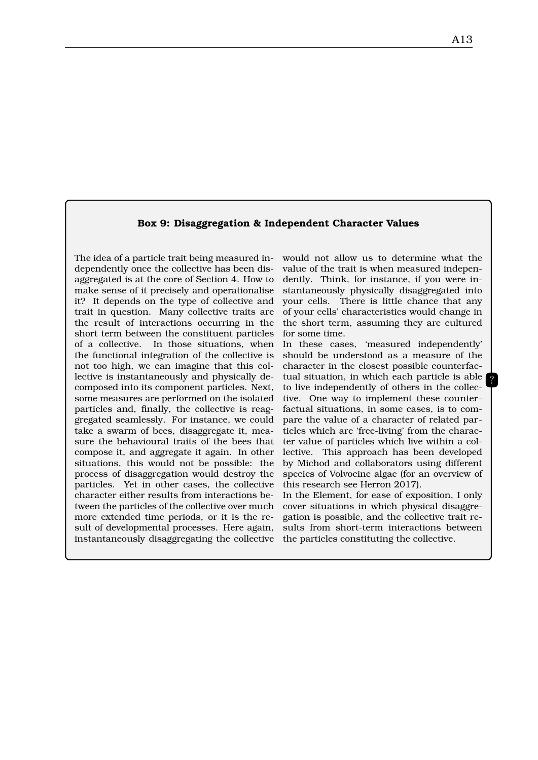### Box 9: Disaggregation & Independent Character Values

The idea of a particle trait being measured independently once the collective has been disaggregated is at the core of Section 4. How to make sense of it precisely and operationalise it? It depends on the type of collective and trait in question. Many collective traits are the result of interactions occurring in the short term between the constituent particles of a collective. In those situations, when the functional integration of the collective is not too high, we can imagine that this collective is instantaneously and physically decomposed into its component particles. Next, some measures are performed on the isolated particles and, finally, the collective is reaggregated seamlessly. For instance, we could take a swarm of bees, disaggregate it, measure the behavioural traits of the bees that compose it, and aggregate it again. In other situations, this would not be possible: the process of disaggregation would destroy the particles. Yet in other cases, the collective character either results from interactions between the particles of the collective over much more extended time periods, or it is the result of developmental processes. Here again, instantaneously disaggregating the collective would not allow us to determine what the value of the trait is when measured independently. Think, for instance, if you were instantaneously physically disaggregated into your cells. There is little chance that any of your cells' characteristics would change in the short term, assuming they are cultured for some time.

In these cases, 'measured independently' should be understood as a measure of the character in the closest possible counterfactual situation, in which each particle is able to live independently of others in the collective. One way to implement these counterfactual situations, in some cases, is to compare the value of a character of related particles which are 'free-living' from the character value of particles which live within a collective. This approach has been developed by Michod and collaborators using different species of Volvocine algae (for an overview of this research see Herron 2017).

In the Element, for ease of exposition, I only cover situations in which physical disaggregation is possible, and the collective trait results from short-term interactions between the particles constituting the collective.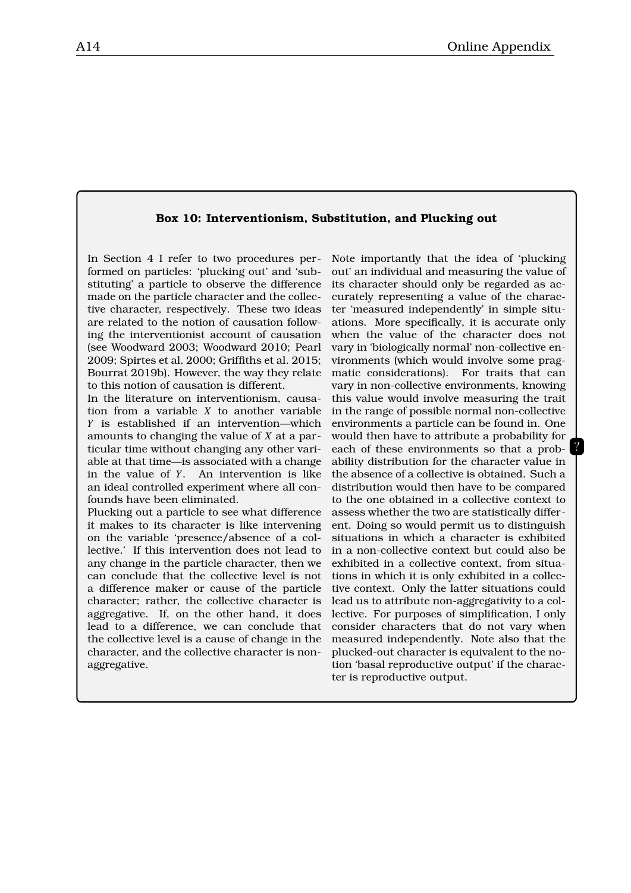### Box 10: Interventionism, Substitution, and Plucking out

In Section 4 I refer to two procedures performed on particles: 'plucking out' and 'substituting' a particle to observe the difference made on the particle character and the collective character, respectively. These two ideas are related to the notion of causation following the interventionist account of causation (see Woodward 2003; Woodward 2010; Pearl 2009; Spirtes et al. 2000; Griffiths et al. 2015; Bourrat 2019b). However, the way they relate to this notion of causation is different.

In the literature on interventionism, causation from a variable $X$ to another variable $Y$ is established if an intervention—which amounts to changing the value of $X$ at a particular time without changing any other variable at that time—is associated with a change in the value of $Y$. An intervention is like an ideal controlled experiment where all confounds have been eliminated.

Plucking out a particle to see what difference it makes to its character is like intervening on the variable 'presence/absence of a collective.' If this intervention does not lead to any change in the particle character, then we can conclude that the collective level is not a difference maker or cause of the particle character; rather, the collective character is aggregative. If, on the other hand, it does lead to a difference, we can conclude that the collective level is a cause of change in the character, and the collective character is non-aggregative.

Note importantly that the idea of 'plucking out' an individual and measuring the value of its character should only be regarded as accurately representing a value of the character 'measured independently' in simple situations. More specifically, it is accurate only when the value of the character does not vary in 'biologically normal' non-collective environments (which would involve some pragmatic considerations). For traits that can vary in non-collective environments, knowing this value would involve measuring the trait in the range of possible normal non-collective environments a particle can be found in. One would then have to attribute a probability for each of these environments so that a probability distribution for the character value in the absence of a collective is obtained. Such a distribution would then have to be compared to the one obtained in a collective context to assess whether the two are statistically different. Doing so would permit us to distinguish situations in which a character is exhibited in a non-collective context but could also be exhibited in a collective context, from situations in which it is only exhibited in a collective context. Only the latter situations could lead us to attribute non-aggregativity to a collective. For purposes of simplification, I only consider characters that do not vary when measured independently. Note also that the plucked-out character is equivalent to the notion 'basal reproductive output' if the character is reproductive output.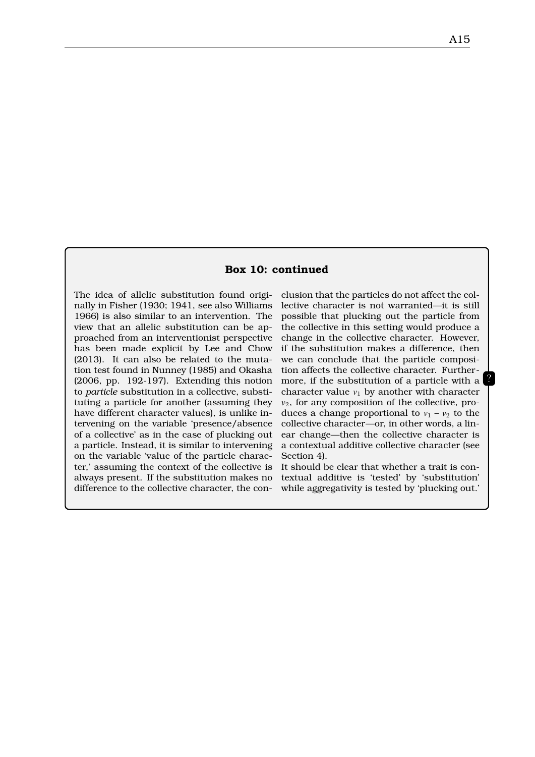### Box 10: continued

The idea of allelic substitution found originally in Fisher (1930; 1941, see also Williams 1966) is also similar to an intervention. The view that an allelic substitution can be approached from an interventionist perspective has been made explicit by Lee and Chow (2013). It can also be related to the mutation test found in Nunney (1985) and Okasha (2006, pp. 192-197). Extending this notion to *particle* substitution in a collective, substituting a particle for another (assuming they have different character values), is unlike intervening on the variable 'presence/absence of a collective' as in the case of plucking out a particle. Instead, it is similar to intervening on the variable 'value of the particle character,' assuming the context of the collective is always present. If the substitution makes no difference to the collective character, the conclusion that the particles do not affect the collective character is not warranted—it is still possible that plucking out the particle from the collective in this setting would produce a change in the collective character. However, if the substitution makes a difference, then we can conclude that the particle composition affects the collective character. Furthermore, if the substitution of a particle with a character value $v_1$ by another with character $v_2$, for any composition of the collective, produces a change proportional to $v_1 - v_2$ to the collective character—or, in other words, a linear change—then the collective character is a contextual additive collective character (see Section 4).

It should be clear that whether a trait is contextual additive is 'tested' by 'substitution' while aggregativity is tested by 'plucking out.'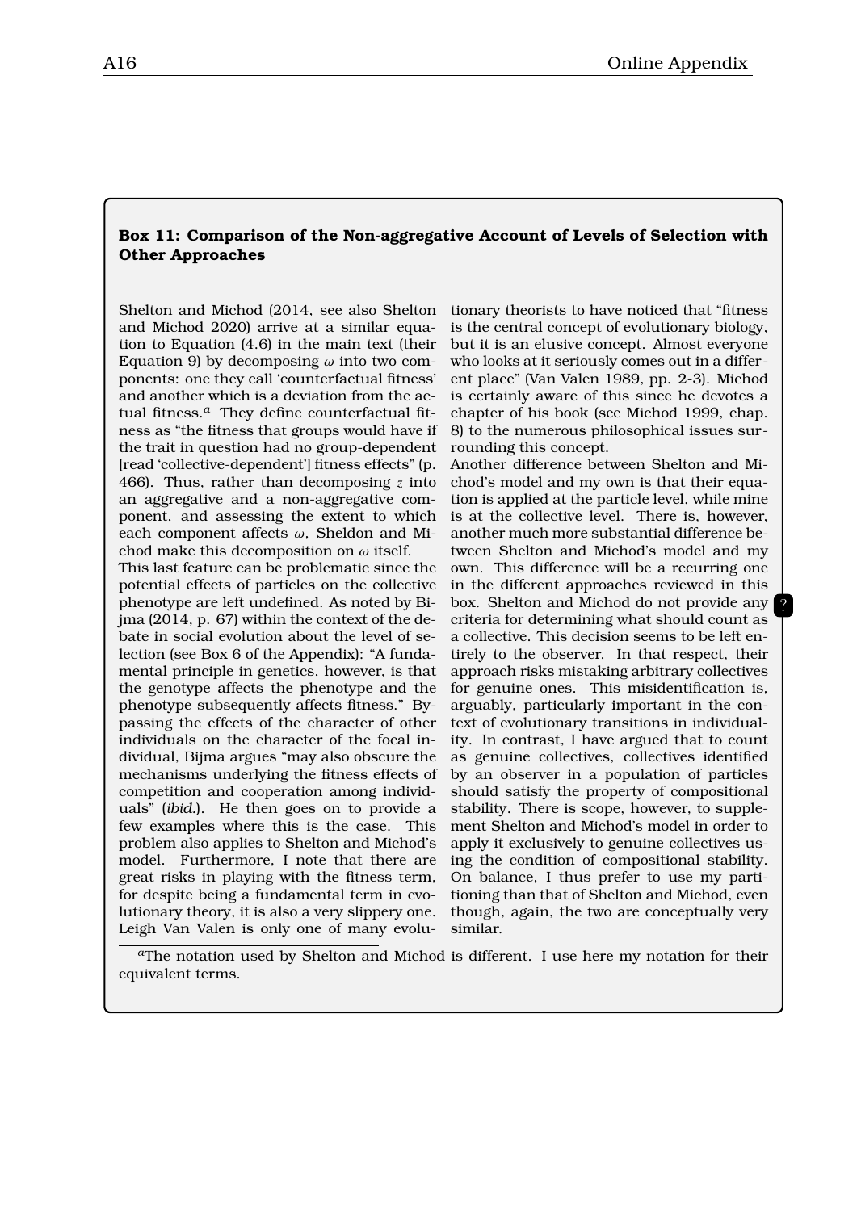**Box 11: Comparison of the Non-aggregative Account of Levels of Selection with Other Approaches**

Shelton and Michod (2014, see also Shelton and Michod 2020) arrive at a similar equation to Equation (4.6) in the main text (their Equation 9) by decomposing $\omega$ into two components: one they call 'counterfactual fitness' and another which is a deviation from the actual fitness.[a] They define counterfactual fitness as "the fitness that groups would have if the trait in question had no group-dependent [read 'collective-dependent'] fitness effects" (p. 466). Thus, rather than decomposing $z$ into an aggregative and a non-aggregative component, and assessing the extent to which each component affects $\omega$, Sheldon and Michod make this decomposition on $\omega$ itself.

This last feature can be problematic since the potential effects of particles on the collective phenotype are left undefined. As noted by Bijma (2014, p. 67) within the context of the debate in social evolution about the level of selection (see Box 6 of the Appendix): "A fundamental principle in genetics, however, is that the genotype affects the phenotype and the phenotype subsequently affects fitness." Bypassing the effects of the character of other individuals on the character of the focal individual, Bijma argues "may also obscure the mechanisms underlying the fitness effects of competition and cooperation among individuals" (*ibid.*). He then goes on to provide a few examples where this is the case. This problem also applies to Shelton and Michod's model. Furthermore, I note that there are great risks in playing with the fitness term, for despite being a fundamental term in evolutionary theory, it is also a very slippery one. Leigh Van Valen is only one of many evolutionary theorists to have noticed that "fitness is the central concept of evolutionary biology, but it is an elusive concept. Almost everyone who looks at it seriously comes out in a different place" (Van Valen 1989, pp. 2-3). Michod is certainly aware of this since he devotes a chapter of his book (see Michod 1999, chap. 8) to the numerous philosophical issues surrounding this concept.

Another difference between Shelton and Michod's model and my own is that their equation is applied at the particle level, while mine is at the collective level. There is, however, another much more substantial difference between Shelton and Michod's model and my own. This difference will be a recurring one in the different approaches reviewed in this box. Shelton and Michod do not provide any criteria for determining what should count as a collective. This decision seems to be left entirely to the observer. In that respect, their approach risks mistaking arbitrary collectives for genuine ones. This misidentification is, arguably, particularly important in the context of evolutionary transitions in individuality. In contrast, I have argued that to count as genuine collectives, collectives identified by an observer in a population of particles should satisfy the property of compositional stability. There is scope, however, to supplement Shelton and Michod's model in order to apply it exclusively to genuine collectives using the condition of compositional stability. On balance, I thus prefer to use my partitioning than that of Shelton and Michod, even though, again, the two are conceptually very similar.

[a] The notation used by Shelton and Michod is different. I use here my notation for their equivalent terms.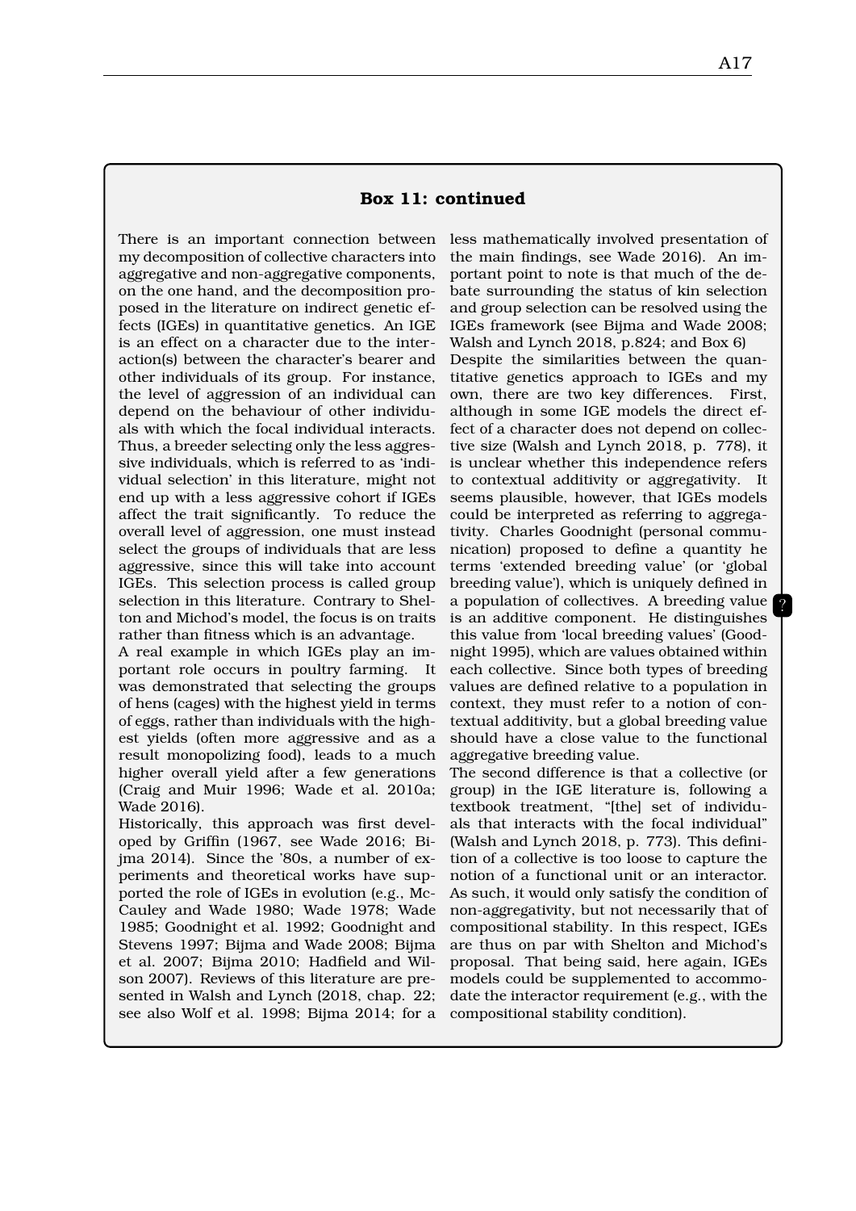**Box 11: continued**

There is an important connection between my decomposition of collective characters into aggregative and non-aggregative components, on the one hand, and the decomposition proposed in the literature on indirect genetic effects (IGEs) in quantitative genetics. An IGE is an effect on a character due to the interaction(s) between the character's bearer and other individuals of its group. For instance, the level of aggression of an individual can depend on the behaviour of other individuals with which the focal individual interacts. Thus, a breeder selecting only the less aggressive individuals, which is referred to as 'individual selection' in this literature, might not end up with a less aggressive cohort if IGEs affect the trait significantly. To reduce the overall level of aggression, one must instead select the groups of individuals that are less aggressive, since this will take into account IGEs. This selection process is called group selection in this literature. Contrary to Shelton and Michod's model, the focus is on traits rather than fitness which is an advantage.

A real example in which IGEs play an important role occurs in poultry farming. It was demonstrated that selecting the groups of hens (cages) with the highest yield in terms of eggs, rather than individuals with the highest yields (often more aggressive and as a result monopolizing food), leads to a much higher overall yield after a few generations (Craig and Muir 1996; Wade et al. 2010a; Wade 2016).

Historically, this approach was first developed by Griffin (1967, see Wade 2016; Bijma 2014). Since the '80s, a number of experiments and theoretical works have supported the role of IGEs in evolution (e.g., McCauley and Wade 1980; Wade 1978; Wade 1985; Goodnight et al. 1992; Goodnight and Stevens 1997; Bijma and Wade 2008; Bijma et al. 2007; Bijma 2010; Hadfield and Wilson 2007). Reviews of this literature are presented in Walsh and Lynch (2018, chap. 22; see also Wolf et al. 1998; Bijma 2014; for a less mathematically involved presentation of the main findings, see Wade 2016). An important point to note is that much of the debate surrounding the status of kin selection and group selection can be resolved using the IGEs framework (see Bijma and Wade 2008; Walsh and Lynch 2018, p.824; and Box 6)

Despite the similarities between the quantitative genetics approach to IGEs and my own, there are two key differences. First, although in some IGE models the direct effect of a character does not depend on collective size (Walsh and Lynch 2018, p. 778), it is unclear whether this independence refers to contextual additivity or aggregativity. It seems plausible, however, that IGEs models could be interpreted as referring to aggregativity. Charles Goodnight (personal communication) proposed to define a quantity he terms 'extended breeding value' (or 'global breeding value'), which is uniquely defined in a population of collectives. A breeding value is an additive component. He distinguishes this value from 'local breeding values' (Goodnight 1995), which are values obtained within each collective. Since both types of breeding values are defined relative to a population in context, they must refer to a notion of contextual additivity, but a global breeding value should have a close value to the functional aggregative breeding value.

The second difference is that a collective (or group) in the IGE literature is, following a textbook treatment, "[the] set of individuals that interacts with the focal individual" (Walsh and Lynch 2018, p. 773). This definition of a collective is too loose to capture the notion of a functional unit or an interactor. As such, it would only satisfy the condition of non-aggregativity, but not necessarily that of compositional stability. In this respect, IGEs are thus on par with Shelton and Michod's proposal. That being said, here again, IGEs models could be supplemented to accommodate the interactor requirement (e.g., with the compositional stability condition).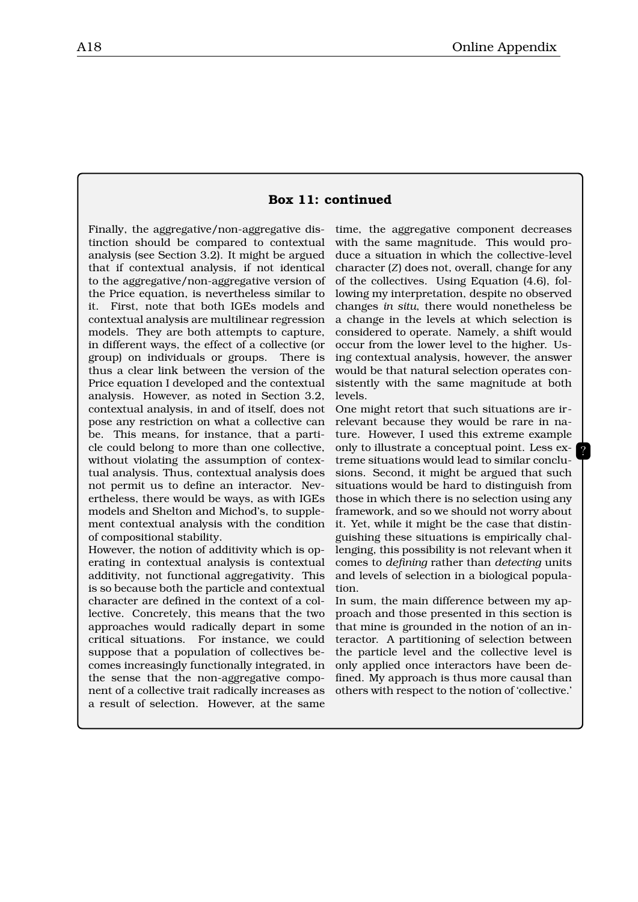### Box 11: continued

Finally, the aggregative/non-aggregative distinction should be compared to contextual analysis (see Section 3.2). It might be argued that if contextual analysis, if not identical to the aggregative/non-aggregative version of the Price equation, is nevertheless similar to it. First, note that both IGEs models and contextual analysis are multilinear regression models. They are both attempts to capture, in different ways, the effect of a collective (or group) on individuals or groups. There is thus a clear link between the version of the Price equation I developed and the contextual analysis. However, as noted in Section 3.2, contextual analysis, in and of itself, does not pose any restriction on what a collective can be. This means, for instance, that a particle could belong to more than one collective, without violating the assumption of contextual analysis. Thus, contextual analysis does not permit us to define an interactor. Nevertheless, there would be ways, as with IGEs models and Shelton and Michod's, to supplement contextual analysis with the condition of compositional stability.

However, the notion of additivity which is operating in contextual analysis is contextual additivity, not functional aggregativity. This is so because both the particle and contextual character are defined in the context of a collective. Concretely, this means that the two approaches would radically depart in some critical situations. For instance, we could suppose that a population of collectives becomes increasingly functionally integrated, in the sense that the non-aggregative component of a collective trait radically increases as a result of selection. However, at the same time, the aggregative component decreases with the same magnitude. This would produce a situation in which the collective-level character ($Z$) does not, overall, change for any of the collectives. Using Equation (4.6), following my interpretation, despite no observed changes *in situ*, there would nonetheless be a change in the levels at which selection is considered to operate. Namely, a shift would occur from the lower level to the higher. Using contextual analysis, however, the answer would be that natural selection operates consistently with the same magnitude at both levels.

One might retort that such situations are irrelevant because they would be rare in nature. However, I used this extreme example only to illustrate a conceptual point. Less extreme situations would lead to similar conclusions. Second, it might be argued that such situations would be hard to distinguish from those in which there is no selection using any framework, and so we should not worry about it. Yet, while it might be the case that distinguishing these situations is empirically challenging, this possibility is not relevant when it comes to *defining* rather than *detecting* units and levels of selection in a biological population.

In sum, the main difference between my approach and those presented in this section is that mine is grounded in the notion of an interactor. A partitioning of selection between the particle level and the collective level is only applied once interactors have been defined. My approach is thus more causal than others with respect to the notion of 'collective.'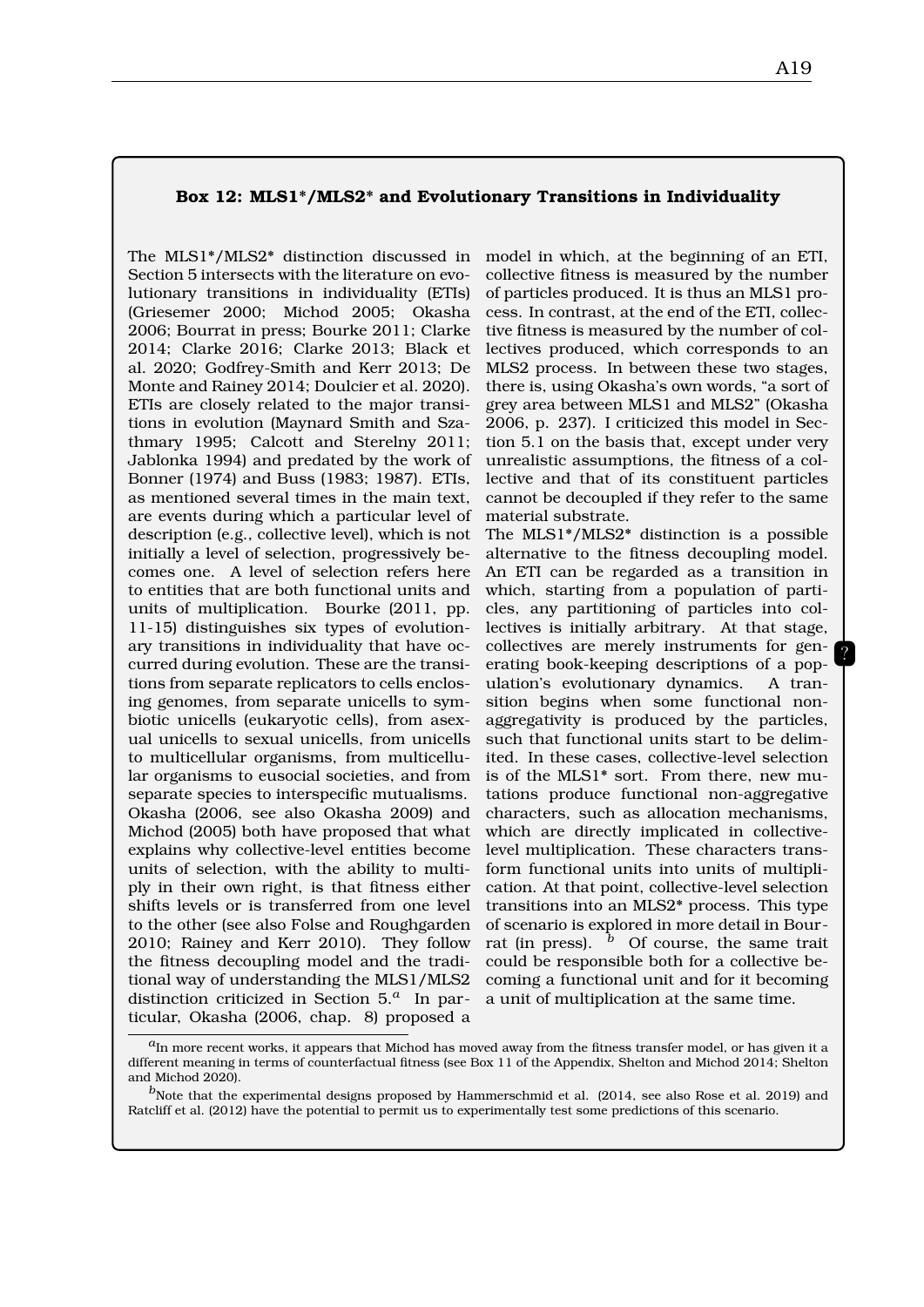### Box 12: MLS1*/MLS2* and Evolutionary Transitions in Individuality

The MLS1*/MLS2* distinction discussed in Section 5 intersects with the literature on evolutionary transitions in individuality (ETIs) (Griesemer 2000; Michod 2005; Okasha 2006; Bourrat in press; Bourke 2011; Clarke 2014; Clarke 2016; Clarke 2013; Black et al. 2020; Godfrey-Smith and Kerr 2013; De Monte and Rainey 2014; Doulcier et al. 2020). ETIs are closely related to the major transitions in evolution (Maynard Smith and Szathmary 1995; Calcott and Sterelny 2011; Jablonka 1994) and predated by the work of Bonner (1974) and Buss (1983; 1987). ETIs, as mentioned several times in the main text, are events during which a particular level of description (e.g., collective level), which is not initially a level of selection, progressively becomes one. A level of selection refers here to entities that are both functional units and units of multiplication. Bourke (2011, pp. 11-15) distinguishes six types of evolutionary transitions in individuality that have occurred during evolution. These are the transitions from separate replicators to cells enclosing genomes, from separate unicells to symbiotic unicells (eukaryotic cells), from asexual unicells to sexual unicells, from unicells to multicellular organisms, from multicellular organisms to eusocial societies, and from separate species to interspecific mutualisms. Okasha (2006, see also Okasha 2009) and Michod (2005) both have proposed that what explains why collective-level entities become units of selection, with the ability to multiply in their own right, is that fitness either shifts levels or is transferred from one level to the other (see also Folse and Roughgarden 2010; Rainey and Kerr 2010). They follow the fitness decoupling model and the traditional way of understanding the MLS1/MLS2 distinction criticized in Section 5.[a] In particular, Okasha (2006, chap. 8) proposed a model in which, at the beginning of an ETI, collective fitness is measured by the number of particles produced. It is thus an MLS1 process. In contrast, at the end of the ETI, collective fitness is measured by the number of collectives produced, which corresponds to an MLS2 process. In between these two stages, there is, using Okasha's own words, "a sort of grey area between MLS1 and MLS2" (Okasha 2006, p. 237). I criticized this model in Section 5.1 on the basis that, except under very unrealistic assumptions, the fitness of a collective and that of its constituent particles cannot be decoupled if they refer to the same material substrate.

The MLS1*/MLS2* distinction is a possible alternative to the fitness decoupling model. An ETI can be regarded as a transition in which, starting from a population of particles, any partitioning of particles into collectives is initially arbitrary. At that stage, collectives are merely instruments for generating book-keeping descriptions of a population's evolutionary dynamics. A transition begins when some functional non-aggregativity is produced by the particles, such that functional units start to be delimited. In these cases, collective-level selection is of the MLS1* sort. From there, new mutations produce functional non-aggregative characters, such as allocation mechanisms, which are directly implicated in collective-level multiplication. These characters transform functional units into units of multiplication. At that point, collective-level selection transitions into an MLS2* process. This type of scenario is explored in more detail in Bourrat (in press). [b] Of course, the same trait could be responsible both for a collective becoming a functional unit and for it becoming a unit of multiplication at the same time.

[a] In more recent works, it appears that Michod has moved away from the fitness transfer model, or has given it a different meaning in terms of counterfactual fitness (see Box 11 of the Appendix, Shelton and Michod 2014; Shelton and Michod 2020).

[b] Note that the experimental designs proposed by Hammerschmid et al. (2014, see also Rose et al. 2019) and Ratcliff et al. (2012) have the potential to permit us to experimentally test some predictions of this scenario.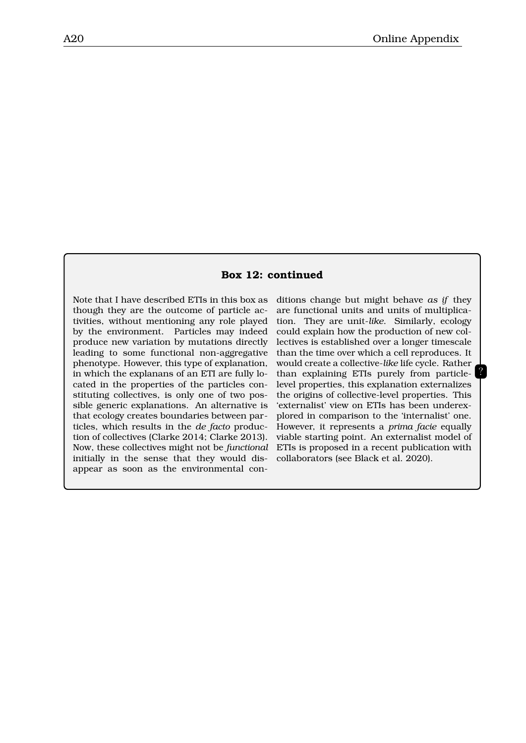**Box 12: continued**

Note that I have described ETIs in this box as though they are the outcome of particle activities, without mentioning any role played by the environment. Particles may indeed produce new variation by mutations directly leading to some functional non-aggregative phenotype. However, this type of explanation, in which the explanans of an ETI are fully located in the properties of the particles constituting collectives, is only one of two possible generic explanations. An alternative is that ecology creates boundaries between particles, which results in the *de facto* production of collectives (Clarke 2014; Clarke 2013). Now, these collectives might not be *functional* initially in the sense that they would disappear as soon as the environmental conditions change but might behave *as if* they are functional units and units of multiplication. They are unit-*like*. Similarly, ecology could explain how the production of new collectives is established over a longer timescale than the time over which a cell reproduces. It would create a collective-*like* life cycle. Rather than explaining ETIs purely from particle-level properties, this explanation externalizes the origins of collective-level properties. This 'externalist' view on ETIs has been underexplored in comparison to the 'internalist' one. However, it represents a *prima facie* equally viable starting point. An externalist model of ETIs is proposed in a recent publication with collaborators (see Black et al. 2020).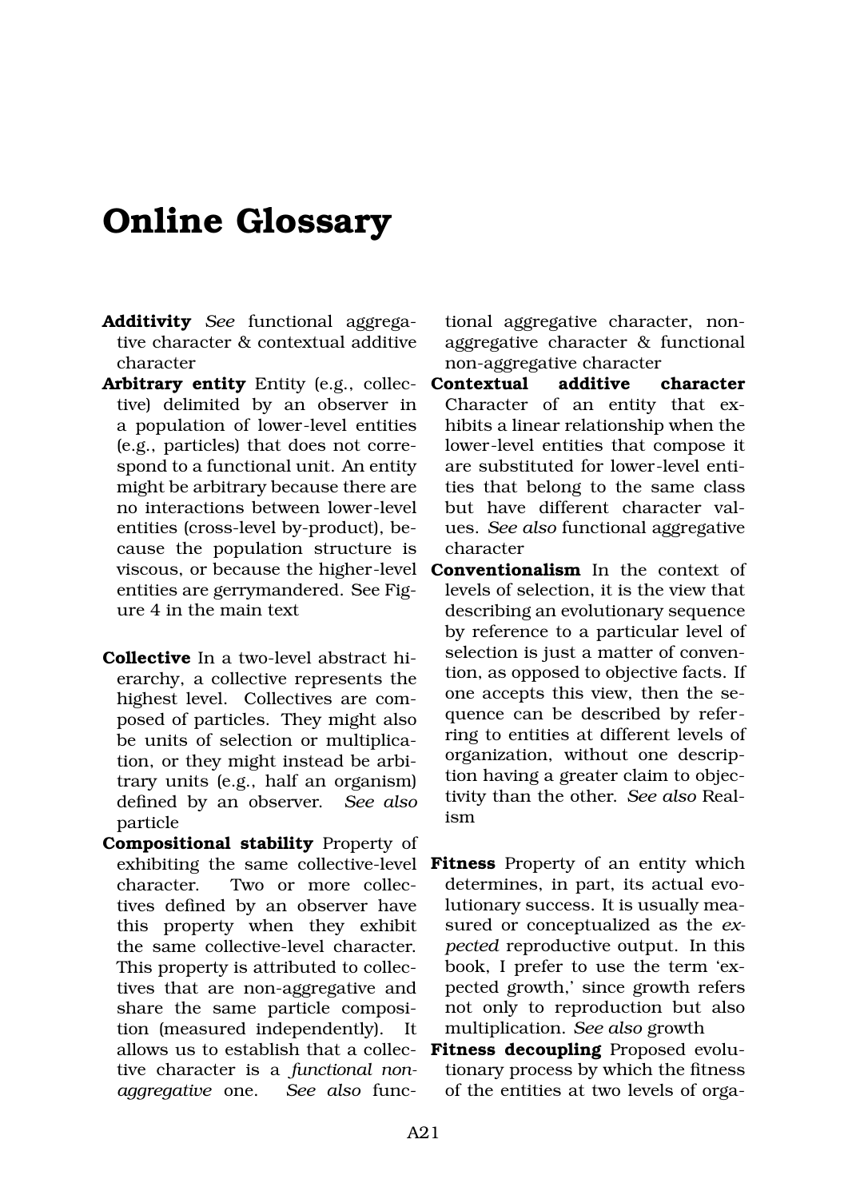# Online Glossary

**Additivity** *See* functional aggregative character & contextual additive character

**Arbitrary entity** Entity (e.g., collective) delimited by an observer in a population of lower-level entities (e.g., particles) that does not correspond to a functional unit. An entity might be arbitrary because there are no interactions between lower-level entities (cross-level by-product), because the population structure is viscous, or because the higher-level entities are gerrymandered. See Figure 4 in the main text

**Collective** In a two-level abstract hierarchy, a collective represents the highest level. Collectives are composed of particles. They might also be units of selection or multiplication, or they might instead be arbitrary units (e.g., half an organism) defined by an observer. *See also* particle

**Compositional stability** Property of exhibiting the same collective-level character. Two or more collectives defined by an observer have this property when they exhibit the same collective-level character. This property is attributed to collectives that are non-aggregative and share the same particle composition (measured independently). It allows us to establish that a collective character is a *functional non-aggregative* one. *See also* functional aggregative character, non-aggregative character & functional non-aggregative character

**Contextual additive character** Character of an entity that exhibits a linear relationship when the lower-level entities that compose it are substituted for lower-level entities that belong to the same class but have different character values. *See also* functional aggregative character

**Conventionalism** In the context of levels of selection, it is the view that describing an evolutionary sequence by reference to a particular level of selection is just a matter of convention, as opposed to objective facts. If one accepts this view, then the sequence can be described by referring to entities at different levels of organization, without one description having a greater claim to objectivity than the other. *See also* Realism

**Fitness** Property of an entity which determines, in part, its actual evolutionary success. It is usually measured or conceptualized as the *expected* reproductive output. In this book, I prefer to use the term 'expected growth,' since growth refers not only to reproduction but also multiplication. *See also* growth

**Fitness decoupling** Proposed evolutionary process by which the fitness of the entities at two levels of orga-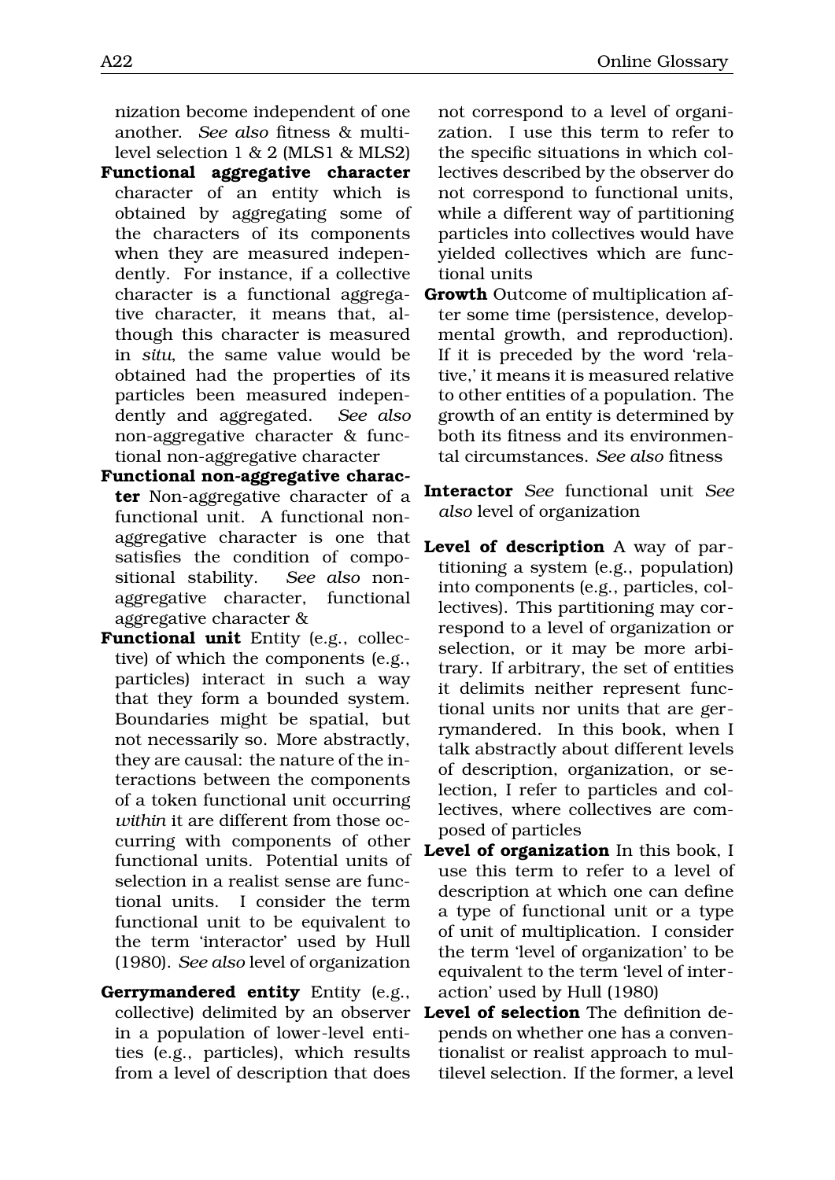nization become independent of one another. *See also* fitness & multilevel selection 1 & 2 (MLS1 & MLS2)

**Functional aggregative character** character of an entity which is obtained by aggregating some of the characters of its components when they are measured independently. For instance, if a collective character is a functional aggregative character, it means that, although this character is measured in *situ*, the same value would be obtained had the properties of its particles been measured independently and aggregated. *See also* non-aggregative character & functional non-aggregative character

**Functional non-aggregative character** Non-aggregative character of a functional unit. A functional non-aggregative character is one that satisfies the condition of compositional stability. *See also* non-aggregative character, functional aggregative character &

**Functional unit** Entity (e.g., collective) of which the components (e.g., particles) interact in such a way that they form a bounded system. Boundaries might be spatial, but not necessarily so. More abstractly, they are causal: the nature of the interactions between the components of a token functional unit occurring *within* it are different from those occurring with components of other functional units. Potential units of selection in a realist sense are functional units. I consider the term functional unit to be equivalent to the term 'interactor' used by Hull (1980). *See also* level of organization

**Gerrymandered entity** Entity (e.g., collective) delimited by an observer in a population of lower-level entities (e.g., particles), which results from a level of description that does not correspond to a level of organization. I use this term to refer to the specific situations in which collectives described by the observer do not correspond to functional units, while a different way of partitioning particles into collectives would have yielded collectives which are functional units

**Growth** Outcome of multiplication after some time (persistence, developmental growth, and reproduction). If it is preceded by the word 'relative,' it means it is measured relative to other entities of a population. The growth of an entity is determined by both its fitness and its environmental circumstances. *See also* fitness

**Interactor** *See* functional unit *See also* level of organization

**Level of description** A way of partitioning a system (e.g., population) into components (e.g., particles, collectives). This partitioning may correspond to a level of organization or selection, or it may be more arbitrary. If arbitrary, the set of entities it delimits neither represent functional units nor units that are gerrymandered. In this book, when I talk abstractly about different levels of description, organization, or selection, I refer to particles and collectives, where collectives are composed of particles

**Level of organization** In this book, I use this term to refer to a level of description at which one can define a type of functional unit or a type of unit of multiplication. I consider the term 'level of organization' to be equivalent to the term 'level of interaction' used by Hull (1980)

**Level of selection** The definition depends on whether one has a conventionalist or realist approach to multilevel selection. If the former, a level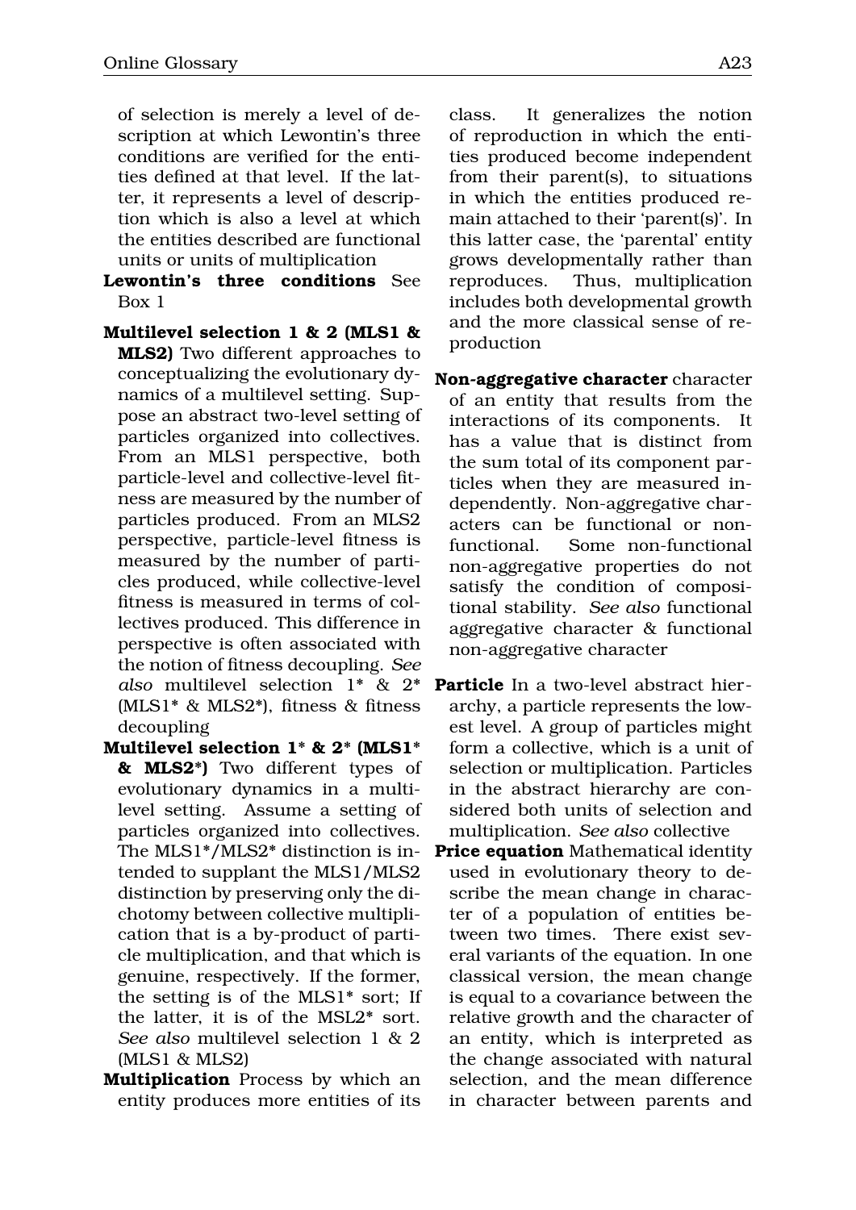of selection is merely a level of description at which Lewontin's three conditions are verified for the entities defined at that level. If the latter, it represents a level of description which is also a level at which the entities described are functional units or units of multiplication

**Lewontin's three conditions** See Box 1

**Multilevel selection 1 & 2 (MLS1 & MLS2)** Two different approaches to conceptualizing the evolutionary dynamics of a multilevel setting. Suppose an abstract two-level setting of particles organized into collectives. From an MLS1 perspective, both particle-level and collective-level fitness are measured by the number of particles produced. From an MLS2 perspective, particle-level fitness is measured by the number of particles produced, while collective-level fitness is measured in terms of collectives produced. This difference in perspective is often associated with the notion of fitness decoupling. *See also* multilevel selection 1* & 2* (MLS1* & MLS2*), fitness & fitness decoupling

**Multilevel selection 1* & 2* (MLS1* & MLS2*)** Two different types of evolutionary dynamics in a multilevel setting. Assume a setting of particles organized into collectives. The MLS1*/MLS2* distinction is intended to supplant the MLS1/MLS2 distinction by preserving only the dichotomy between collective multiplication that is a by-product of particle multiplication, and that which is genuine, respectively. If the former, the setting is of the MLS1* sort; If the latter, it is of the MSL2* sort. *See also* multilevel selection 1 & 2 (MLS1 & MLS2)

**Multiplication** Process by which an entity produces more entities of its class. It generalizes the notion of reproduction in which the entities produced become independent from their parent(s), to situations in which the entities produced remain attached to their 'parent(s)'. In this latter case, the 'parental' entity grows developmentally rather than reproduces. Thus, multiplication includes both developmental growth and the more classical sense of reproduction

**Non-aggregative character** character of an entity that results from the interactions of its components. It has a value that is distinct from the sum total of its component particles when they are measured independently. Non-aggregative characters can be functional or non-functional. Some non-functional non-aggregative properties do not satisfy the condition of compositional stability. *See also* functional aggregative character & functional non-aggregative character

**Particle** In a two-level abstract hierarchy, a particle represents the lowest level. A group of particles might form a collective, which is a unit of selection or multiplication. Particles in the abstract hierarchy are considered both units of selection and multiplication. *See also* collective

**Price equation** Mathematical identity used in evolutionary theory to describe the mean change in character of a population of entities between two times. There exist several variants of the equation. In one classical version, the mean change is equal to a covariance between the relative growth and the character of an entity, which is interpreted as the change associated with natural selection, and the mean difference in character between parents and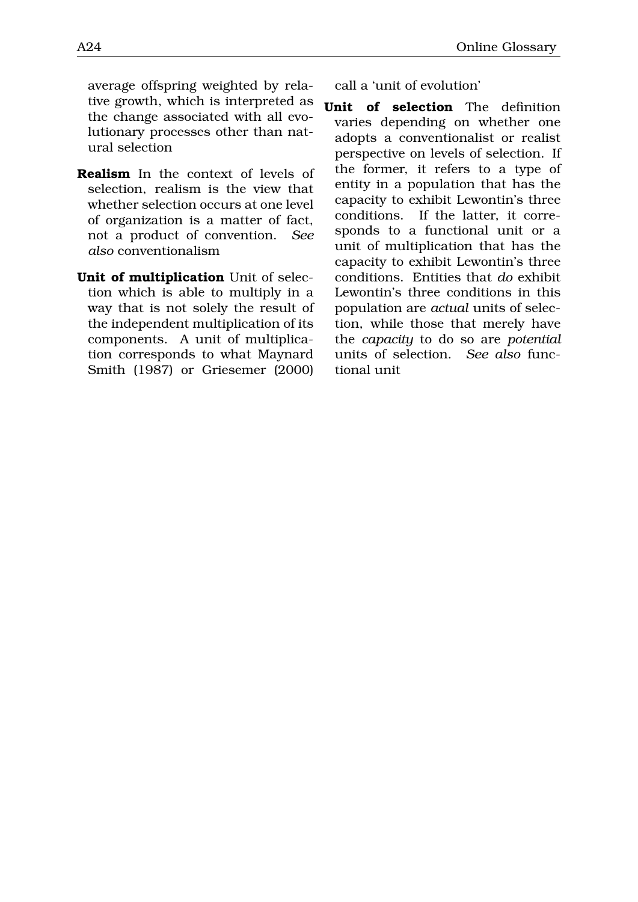average offspring weighted by relative growth, which is interpreted as the change associated with all evolutionary processes other than natural selection

**Realism** In the context of levels of selection, realism is the view that whether selection occurs at one level of organization is a matter of fact, not a product of convention. *See also* conventionalism

**Unit of multiplication** Unit of selection which is able to multiply in a way that is not solely the result of the independent multiplication of its components. A unit of multiplication corresponds to what Maynard Smith (1987) or Griesemer (2000) call a 'unit of evolution'

**Unit of selection** The definition varies depending on whether one adopts a conventionalist or realist perspective on levels of selection. If the former, it refers to a type of entity in a population that has the capacity to exhibit Lewontin's three conditions. If the latter, it corresponds to a functional unit or a unit of multiplication that has the capacity to exhibit Lewontin's three conditions. Entities that *do* exhibit Lewontin's three conditions in this population are *actual* units of selection, while those that merely have the *capacity* to do so are *potential* units of selection. *See also* functional unit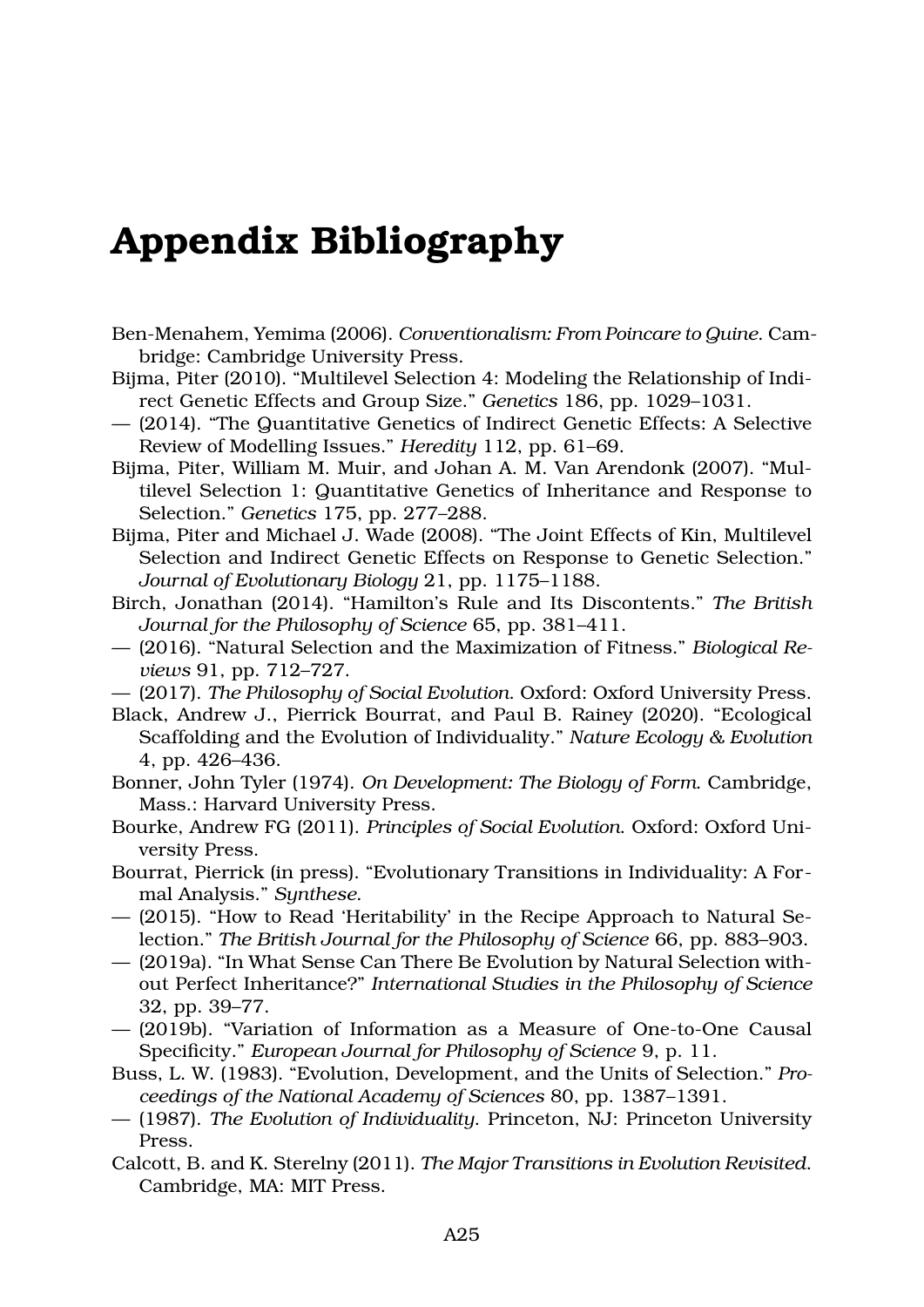# Appendix Bibliography

Ben-Menahem, Yemima (2006). *Conventionalism: From Poincare to Quine*. Cambridge: Cambridge University Press.

Bijma, Piter (2010). "Multilevel Selection 4: Modeling the Relationship of Indirect Genetic Effects and Group Size." *Genetics* 186, pp. 1029–1031.

— (2014). "The Quantitative Genetics of Indirect Genetic Effects: A Selective Review of Modelling Issues." *Heredity* 112, pp. 61–69.

Bijma, Piter, William M. Muir, and Johan A. M. Van Arendonk (2007). "Multilevel Selection 1: Quantitative Genetics of Inheritance and Response to Selection." *Genetics* 175, pp. 277–288.

Bijma, Piter and Michael J. Wade (2008). "The Joint Effects of Kin, Multilevel Selection and Indirect Genetic Effects on Response to Genetic Selection." *Journal of Evolutionary Biology* 21, pp. 1175–1188.

Birch, Jonathan (2014). "Hamilton's Rule and Its Discontents." *The British Journal for the Philosophy of Science* 65, pp. 381–411.

— (2016). "Natural Selection and the Maximization of Fitness." *Biological Reviews* 91, pp. 712–727.

— (2017). *The Philosophy of Social Evolution*. Oxford: Oxford University Press.

Black, Andrew J., Pierrick Bourrat, and Paul B. Rainey (2020). "Ecological Scaffolding and the Evolution of Individuality." *Nature Ecology & Evolution* 4, pp. 426–436.

Bonner, John Tyler (1974). *On Development: The Biology of Form*. Cambridge, Mass.: Harvard University Press.

Bourke, Andrew FG (2011). *Principles of Social Evolution*. Oxford: Oxford University Press.

Bourrat, Pierrick (in press). "Evolutionary Transitions in Individuality: A Formal Analysis." *Synthese*.

— (2015). "How to Read 'Heritability' in the Recipe Approach to Natural Selection." *The British Journal for the Philosophy of Science* 66, pp. 883–903.

— (2019a). "In What Sense Can There Be Evolution by Natural Selection without Perfect Inheritance?" *International Studies in the Philosophy of Science* 32, pp. 39–77.

— (2019b). "Variation of Information as a Measure of One-to-One Causal Specificity." *European Journal for Philosophy of Science* 9, p. 11.

Buss, L. W. (1983). "Evolution, Development, and the Units of Selection." *Proceedings of the National Academy of Sciences* 80, pp. 1387–1391.

— (1987). *The Evolution of Individuality*. Princeton, NJ: Princeton University Press.

Calcott, B. and K. Sterelny (2011). *The Major Transitions in Evolution Revisited*. Cambridge, MA: MIT Press.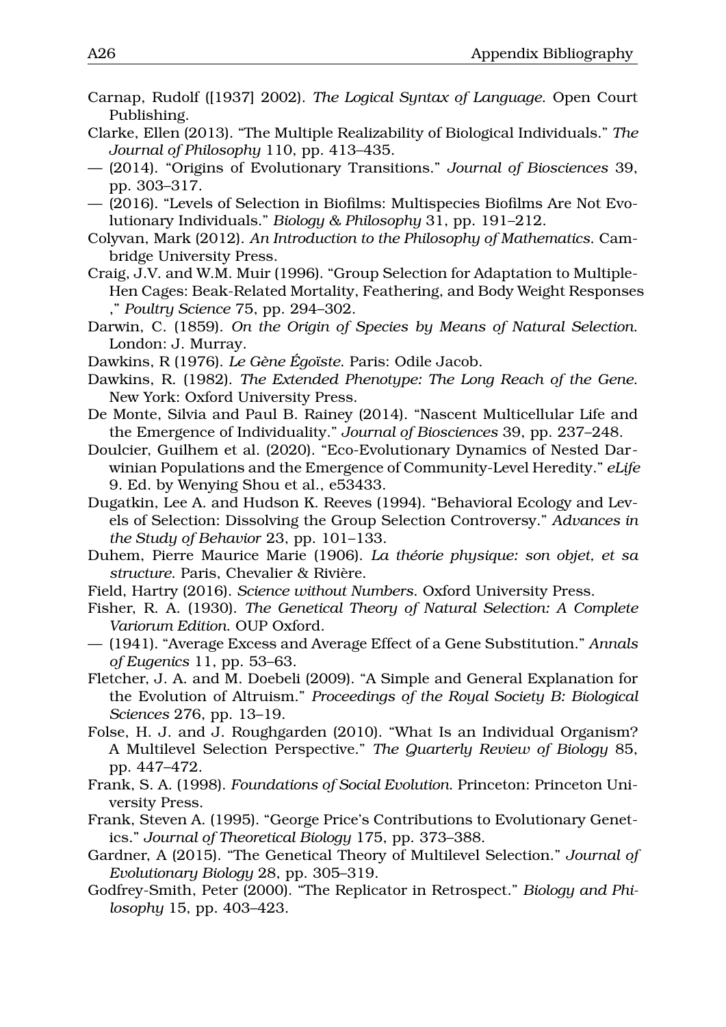Carnap, Rudolf ([1937] 2002). *The Logical Syntax of Language*. Open Court Publishing.

Clarke, Ellen (2013). "The Multiple Realizability of Biological Individuals." *The Journal of Philosophy* 110, pp. 413–435.

— (2014). "Origins of Evolutionary Transitions." *Journal of Biosciences* 39, pp. 303–317.

— (2016). "Levels of Selection in Biofilms: Multispecies Biofilms Are Not Evolutionary Individuals." *Biology & Philosophy* 31, pp. 191–212.

Colyvan, Mark (2012). *An Introduction to the Philosophy of Mathematics*. Cambridge University Press.

Craig, J.V. and W.M. Muir (1996). "Group Selection for Adaptation to Multiple-Hen Cages: Beak-Related Mortality, Feathering, and Body Weight Responses ," *Poultry Science* 75, pp. 294–302.

Darwin, C. (1859). *On the Origin of Species by Means of Natural Selection*. London: J. Murray.

Dawkins, R (1976). *Le Gène Égoïste*. Paris: Odile Jacob.

Dawkins, R. (1982). *The Extended Phenotype: The Long Reach of the Gene*. New York: Oxford University Press.

De Monte, Silvia and Paul B. Rainey (2014). "Nascent Multicellular Life and the Emergence of Individuality." *Journal of Biosciences* 39, pp. 237–248.

Doulcier, Guilhem et al. (2020). "Eco-Evolutionary Dynamics of Nested Darwinian Populations and the Emergence of Community-Level Heredity." *eLife* 9. Ed. by Wenying Shou et al., e53433.

Dugatkin, Lee A. and Hudson K. Reeves (1994). "Behavioral Ecology and Levels of Selection: Dissolving the Group Selection Controversy." *Advances in the Study of Behavior* 23, pp. 101–133.

Duhem, Pierre Maurice Marie (1906). *La théorie physique: son objet, et sa structure*. Paris, Chevalier & Rivière.

Field, Hartry (2016). *Science without Numbers*. Oxford University Press.

Fisher, R. A. (1930). *The Genetical Theory of Natural Selection: A Complete Variorum Edition*. OUP Oxford.

— (1941). "Average Excess and Average Effect of a Gene Substitution." *Annals of Eugenics* 11, pp. 53–63.

Fletcher, J. A. and M. Doebeli (2009). "A Simple and General Explanation for the Evolution of Altruism." *Proceedings of the Royal Society B: Biological Sciences* 276, pp. 13–19.

Folse, H. J. and J. Roughgarden (2010). "What Is an Individual Organism? A Multilevel Selection Perspective." *The Quarterly Review of Biology* 85, pp. 447–472.

Frank, S. A. (1998). *Foundations of Social Evolution*. Princeton: Princeton University Press.

Frank, Steven A. (1995). "George Price's Contributions to Evolutionary Genetics." *Journal of Theoretical Biology* 175, pp. 373–388.

Gardner, A (2015). "The Genetical Theory of Multilevel Selection." *Journal of Evolutionary Biology* 28, pp. 305–319.

Godfrey-Smith, Peter (2000). "The Replicator in Retrospect." *Biology and Philosophy* 15, pp. 403–423.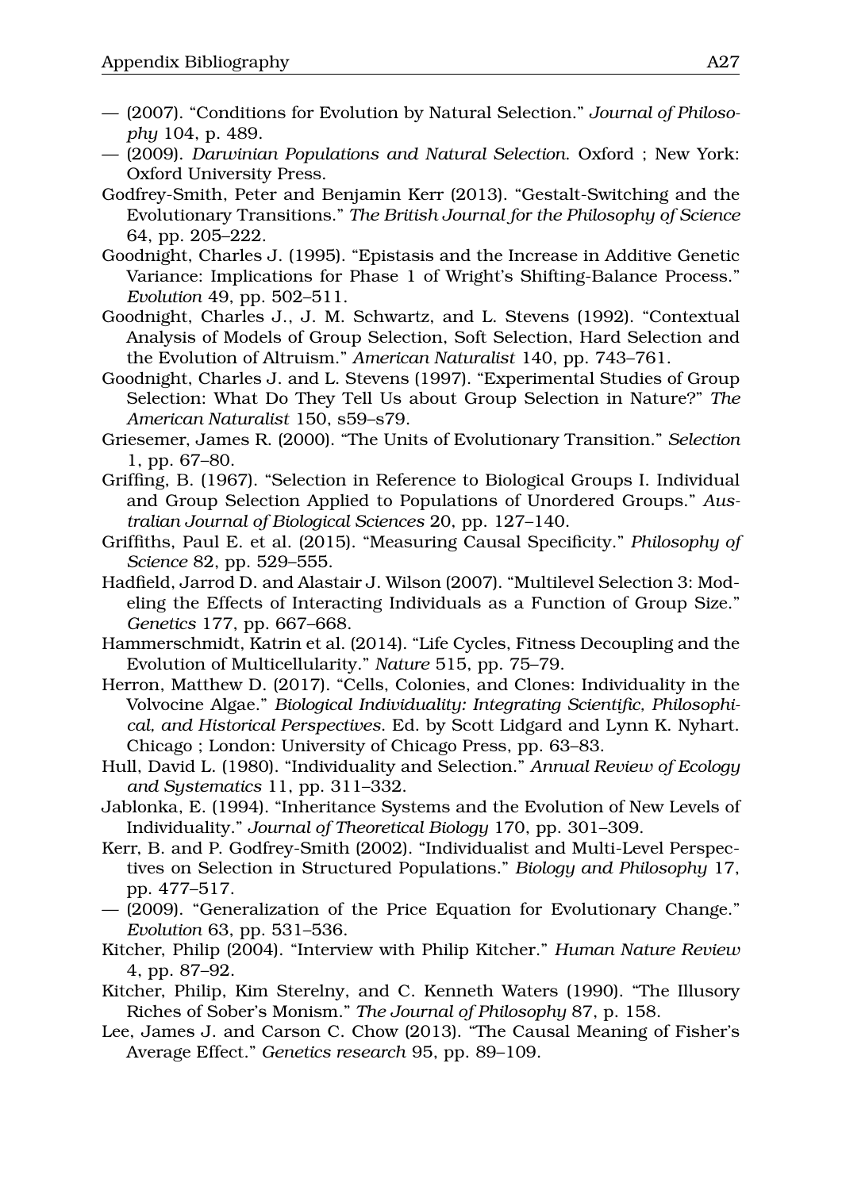— (2007). "Conditions for Evolution by Natural Selection." *Journal of Philosophy* 104, p. 489.

— (2009). *Darwinian Populations and Natural Selection*. Oxford ; New York: Oxford University Press.

Godfrey-Smith, Peter and Benjamin Kerr (2013). "Gestalt-Switching and the Evolutionary Transitions." *The British Journal for the Philosophy of Science* 64, pp. 205–222.

Goodnight, Charles J. (1995). "Epistasis and the Increase in Additive Genetic Variance: Implications for Phase 1 of Wright's Shifting-Balance Process." *Evolution* 49, pp. 502–511.

Goodnight, Charles J., J. M. Schwartz, and L. Stevens (1992). "Contextual Analysis of Models of Group Selection, Soft Selection, Hard Selection and the Evolution of Altruism." *American Naturalist* 140, pp. 743–761.

Goodnight, Charles J. and L. Stevens (1997). "Experimental Studies of Group Selection: What Do They Tell Us about Group Selection in Nature?" *The American Naturalist* 150, s59–s79.

Griesemer, James R. (2000). "The Units of Evolutionary Transition." *Selection* 1, pp. 67–80.

Griffing, B. (1967). "Selection in Reference to Biological Groups I. Individual and Group Selection Applied to Populations of Unordered Groups." *Australian Journal of Biological Sciences* 20, pp. 127–140.

Griffiths, Paul E. et al. (2015). "Measuring Causal Specificity." *Philosophy of Science* 82, pp. 529–555.

Hadfield, Jarrod D. and Alastair J. Wilson (2007). "Multilevel Selection 3: Modeling the Effects of Interacting Individuals as a Function of Group Size." *Genetics* 177, pp. 667–668.

Hammerschmidt, Katrin et al. (2014). "Life Cycles, Fitness Decoupling and the Evolution of Multicellularity." *Nature* 515, pp. 75–79.

Herron, Matthew D. (2017). "Cells, Colonies, and Clones: Individuality in the Volvocine Algae." *Biological Individuality: Integrating Scientific, Philosophical, and Historical Perspectives*. Ed. by Scott Lidgard and Lynn K. Nyhart. Chicago ; London: University of Chicago Press, pp. 63–83.

Hull, David L. (1980). "Individuality and Selection." *Annual Review of Ecology and Systematics* 11, pp. 311–332.

Jablonka, E. (1994). "Inheritance Systems and the Evolution of New Levels of Individuality." *Journal of Theoretical Biology* 170, pp. 301–309.

Kerr, B. and P. Godfrey-Smith (2002). "Individualist and Multi-Level Perspectives on Selection in Structured Populations." *Biology and Philosophy* 17, pp. 477–517.

— (2009). "Generalization of the Price Equation for Evolutionary Change." *Evolution* 63, pp. 531–536.

Kitcher, Philip (2004). "Interview with Philip Kitcher." *Human Nature Review* 4, pp. 87–92.

Kitcher, Philip, Kim Sterelny, and C. Kenneth Waters (1990). "The Illusory Riches of Sober's Monism." *The Journal of Philosophy* 87, p. 158.

Lee, James J. and Carson C. Chow (2013). "The Causal Meaning of Fisher's Average Effect." *Genetics research* 95, pp. 89–109.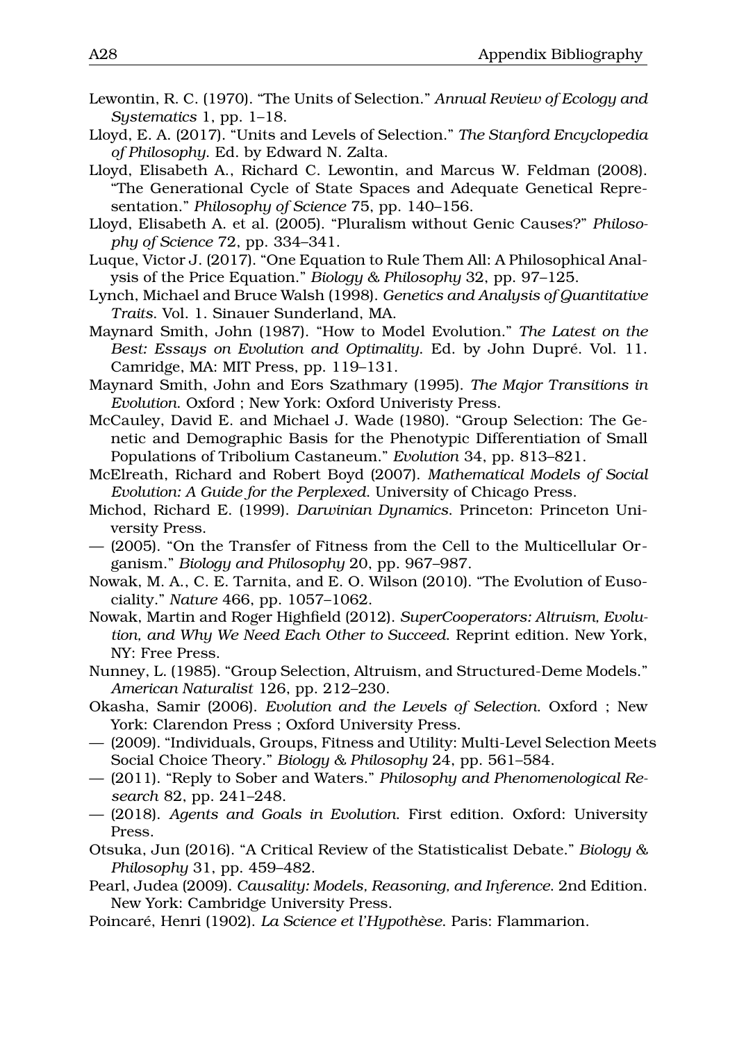Lewontin, R. C. (1970). "The Units of Selection." *Annual Review of Ecology and Systematics* 1, pp. 1–18.

Lloyd, E. A. (2017). "Units and Levels of Selection." *The Stanford Encyclopedia of Philosophy*. Ed. by Edward N. Zalta.

Lloyd, Elisabeth A., Richard C. Lewontin, and Marcus W. Feldman (2008). "The Generational Cycle of State Spaces and Adequate Genetical Representation." *Philosophy of Science* 75, pp. 140–156.

Lloyd, Elisabeth A. et al. (2005). "Pluralism without Genic Causes?" *Philosophy of Science* 72, pp. 334–341.

Luque, Victor J. (2017). "One Equation to Rule Them All: A Philosophical Analysis of the Price Equation." *Biology & Philosophy* 32, pp. 97–125.

Lynch, Michael and Bruce Walsh (1998). *Genetics and Analysis of Quantitative Traits*. Vol. 1. Sinauer Sunderland, MA.

Maynard Smith, John (1987). "How to Model Evolution." *The Latest on the Best: Essays on Evolution and Optimality*. Ed. by John Dupré. Vol. 11. Camridge, MA: MIT Press, pp. 119–131.

Maynard Smith, John and Eors Szathmary (1995). *The Major Transitions in Evolution*. Oxford ; New York: Oxford Univeristy Press.

McCauley, David E. and Michael J. Wade (1980). "Group Selection: The Genetic and Demographic Basis for the Phenotypic Differentiation of Small Populations of Tribolium Castaneum." *Evolution* 34, pp. 813–821.

McElreath, Richard and Robert Boyd (2007). *Mathematical Models of Social Evolution: A Guide for the Perplexed*. University of Chicago Press.

Michod, Richard E. (1999). *Darwinian Dynamics*. Princeton: Princeton University Press.

— (2005). "On the Transfer of Fitness from the Cell to the Multicellular Organism." *Biology and Philosophy* 20, pp. 967–987.

Nowak, M. A., C. E. Tarnita, and E. O. Wilson (2010). "The Evolution of Eusociality." *Nature* 466, pp. 1057–1062.

Nowak, Martin and Roger Highfield (2012). *SuperCooperators: Altruism, Evolution, and Why We Need Each Other to Succeed*. Reprint edition. New York, NY: Free Press.

Nunney, L. (1985). "Group Selection, Altruism, and Structured-Deme Models." *American Naturalist* 126, pp. 212–230.

Okasha, Samir (2006). *Evolution and the Levels of Selection*. Oxford ; New York: Clarendon Press ; Oxford University Press.

— (2009). "Individuals, Groups, Fitness and Utility: Multi-Level Selection Meets Social Choice Theory." *Biology & Philosophy* 24, pp. 561–584.

— (2011). "Reply to Sober and Waters." *Philosophy and Phenomenological Research* 82, pp. 241–248.

— (2018). *Agents and Goals in Evolution*. First edition. Oxford: University Press.

Otsuka, Jun (2016). "A Critical Review of the Statisticalist Debate." *Biology & Philosophy* 31, pp. 459–482.

Pearl, Judea (2009). *Causality: Models, Reasoning, and Inference*. 2nd Edition. New York: Cambridge University Press.

Poincaré, Henri (1902). *La Science et l'Hypothèse*. Paris: Flammarion.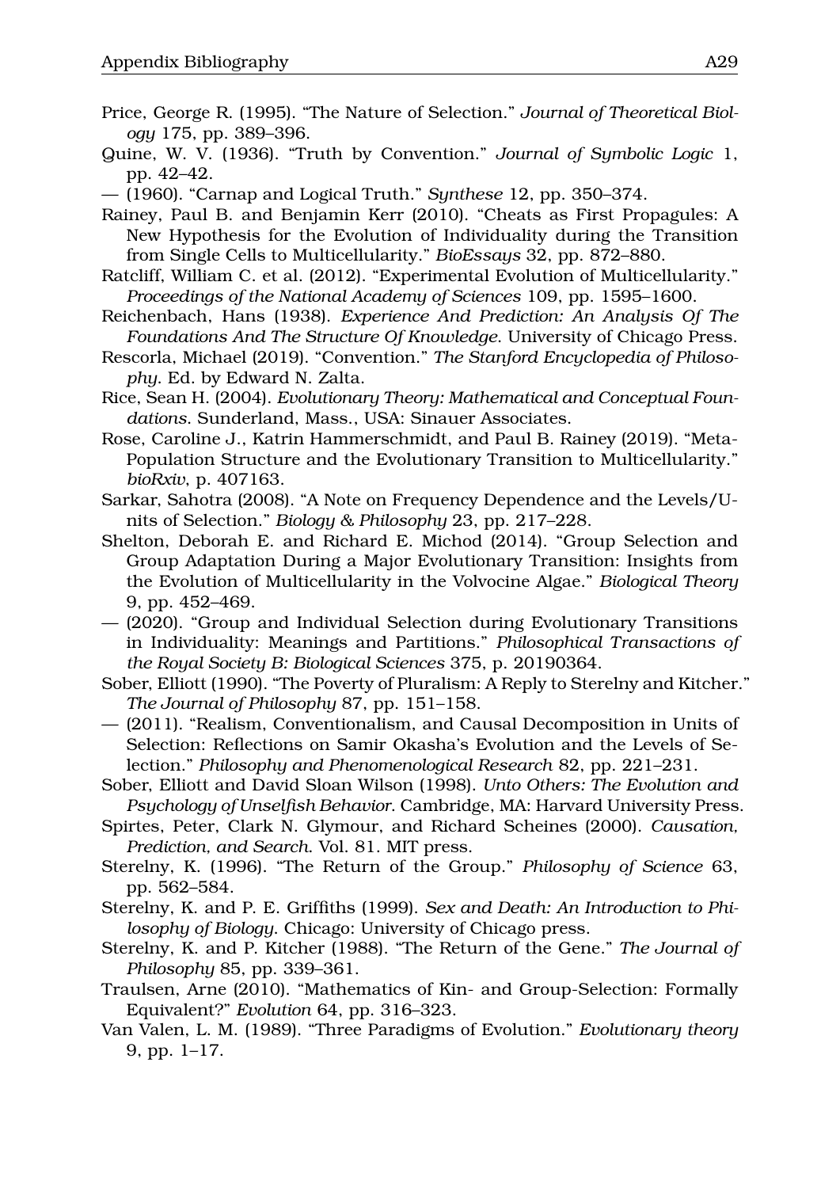Price, George R. (1995). “The Nature of Selection.” *Journal of Theoretical Biology* 175, pp. 389–396.

Quine, W. V. (1936). “Truth by Convention.” *Journal of Symbolic Logic* 1, pp. 42–42.

— (1960). “Carnap and Logical Truth.” *Synthese* 12, pp. 350–374.

Rainey, Paul B. and Benjamin Kerr (2010). “Cheats as First Propagules: A New Hypothesis for the Evolution of Individuality during the Transition from Single Cells to Multicellularity.” *BioEssays* 32, pp. 872–880.

Ratcliff, William C. et al. (2012). “Experimental Evolution of Multicellularity.” *Proceedings of the National Academy of Sciences* 109, pp. 1595–1600.

Reichenbach, Hans (1938). *Experience And Prediction: An Analysis Of The Foundations And The Structure Of Knowledge*. University of Chicago Press.

Rescorla, Michael (2019). “Convention.” *The Stanford Encyclopedia of Philosophy*. Ed. by Edward N. Zalta.

Rice, Sean H. (2004). *Evolutionary Theory: Mathematical and Conceptual Foundations*. Sunderland, Mass., USA: Sinauer Associates.

Rose, Caroline J., Katrin Hammerschmidt, and Paul B. Rainey (2019). “Meta-Population Structure and the Evolutionary Transition to Multicellularity.” *bioRxiv*, p. 407163.

Sarkar, Sahotra (2008). “A Note on Frequency Dependence and the Levels/Units of Selection.” *Biology & Philosophy* 23, pp. 217–228.

Shelton, Deborah E. and Richard E. Michod (2014). “Group Selection and Group Adaptation During a Major Evolutionary Transition: Insights from the Evolution of Multicellularity in the Volvocine Algae.” *Biological Theory* 9, pp. 452–469.

— (2020). “Group and Individual Selection during Evolutionary Transitions in Individuality: Meanings and Partitions.” *Philosophical Transactions of the Royal Society B: Biological Sciences* 375, p. 20190364.

Sober, Elliott (1990). “The Poverty of Pluralism: A Reply to Sterelny and Kitcher.” *The Journal of Philosophy* 87, pp. 151–158.

— (2011). “Realism, Conventionalism, and Causal Decomposition in Units of Selection: Reflections on Samir Okasha’s Evolution and the Levels of Selection.” *Philosophy and Phenomenological Research* 82, pp. 221–231.

Sober, Elliott and David Sloan Wilson (1998). *Unto Others: The Evolution and Psychology of Unselfish Behavior*. Cambridge, MA: Harvard University Press.

Spirtes, Peter, Clark N. Glymour, and Richard Scheines (2000). *Causation, Prediction, and Search*. Vol. 81. MIT press.

Sterelny, K. (1996). “The Return of the Group.” *Philosophy of Science* 63, pp. 562–584.

Sterelny, K. and P. E. Griffiths (1999). *Sex and Death: An Introduction to Philosophy of Biology*. Chicago: University of Chicago press.

Sterelny, K. and P. Kitcher (1988). “The Return of the Gene.” *The Journal of Philosophy* 85, pp. 339–361.

Traulsen, Arne (2010). “Mathematics of Kin- and Group-Selection: Formally Equivalent?” *Evolution* 64, pp. 316–323.

Van Valen, L. M. (1989). “Three Paradigms of Evolution.” *Evolutionary theory* 9, pp. 1–17.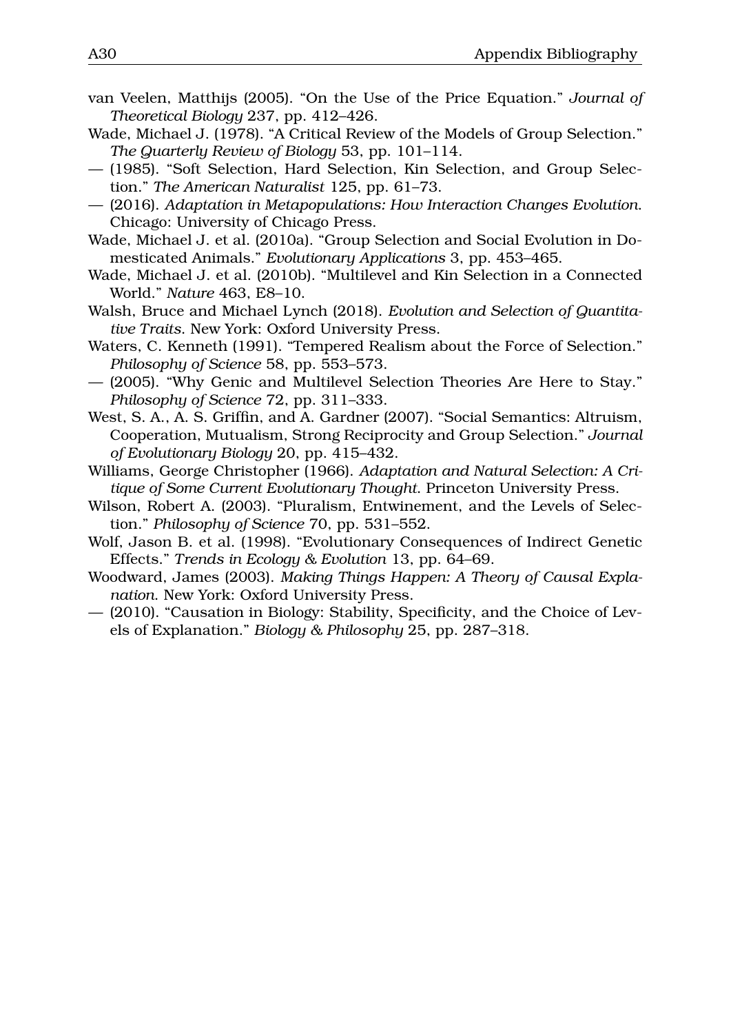van Veelen, Matthijs (2005). "On the Use of the Price Equation." *Journal of Theoretical Biology* 237, pp. 412–426.

Wade, Michael J. (1978). "A Critical Review of the Models of Group Selection." *The Quarterly Review of Biology* 53, pp. 101–114.

— (1985). "Soft Selection, Hard Selection, Kin Selection, and Group Selection." *The American Naturalist* 125, pp. 61–73.

— (2016). *Adaptation in Metapopulations: How Interaction Changes Evolution*. Chicago: University of Chicago Press.

Wade, Michael J. et al. (2010a). "Group Selection and Social Evolution in Domesticated Animals." *Evolutionary Applications* 3, pp. 453–465.

Wade, Michael J. et al. (2010b). "Multilevel and Kin Selection in a Connected World." *Nature* 463, E8–10.

Walsh, Bruce and Michael Lynch (2018). *Evolution and Selection of Quantitative Traits*. New York: Oxford University Press.

Waters, C. Kenneth (1991). "Tempered Realism about the Force of Selection." *Philosophy of Science* 58, pp. 553–573.

— (2005). "Why Genic and Multilevel Selection Theories Are Here to Stay." *Philosophy of Science* 72, pp. 311–333.

West, S. A., A. S. Griffin, and A. Gardner (2007). "Social Semantics: Altruism, Cooperation, Mutualism, Strong Reciprocity and Group Selection." *Journal of Evolutionary Biology* 20, pp. 415–432.

Williams, George Christopher (1966). *Adaptation and Natural Selection: A Critique of Some Current Evolutionary Thought*. Princeton University Press.

Wilson, Robert A. (2003). "Pluralism, Entwinement, and the Levels of Selection." *Philosophy of Science* 70, pp. 531–552.

Wolf, Jason B. et al. (1998). "Evolutionary Consequences of Indirect Genetic Effects." *Trends in Ecology & Evolution* 13, pp. 64–69.

Woodward, James (2003). *Making Things Happen: A Theory of Causal Explanation*. New York: Oxford University Press.

— (2010). "Causation in Biology: Stability, Specificity, and the Choice of Levels of Explanation." *Biology & Philosophy* 25, pp. 287–318.